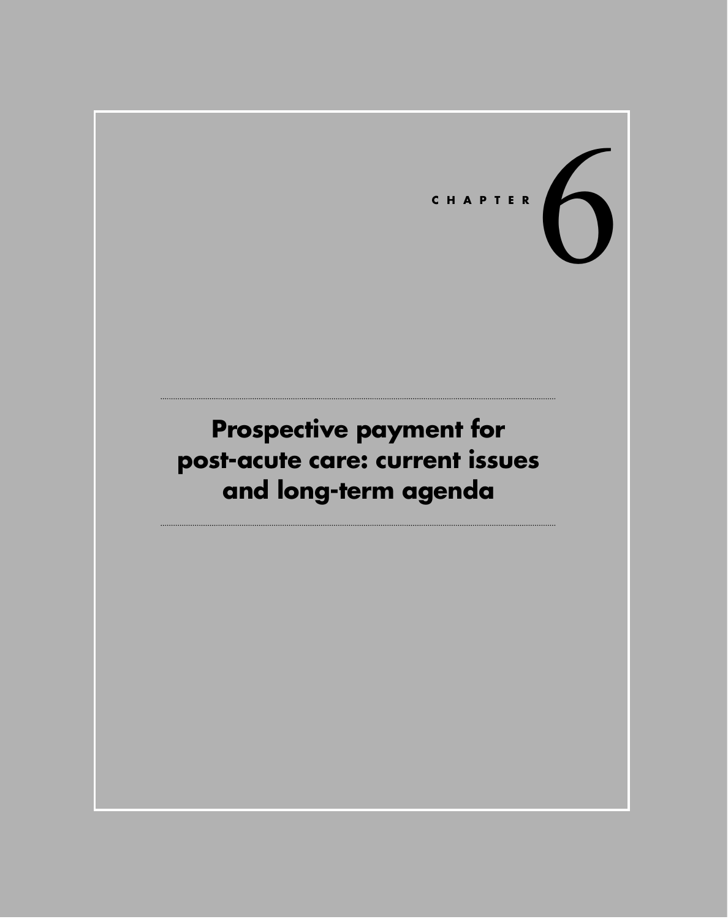CHAPTER 6

# Prospective payment for post-acute care: current issues and long-term agenda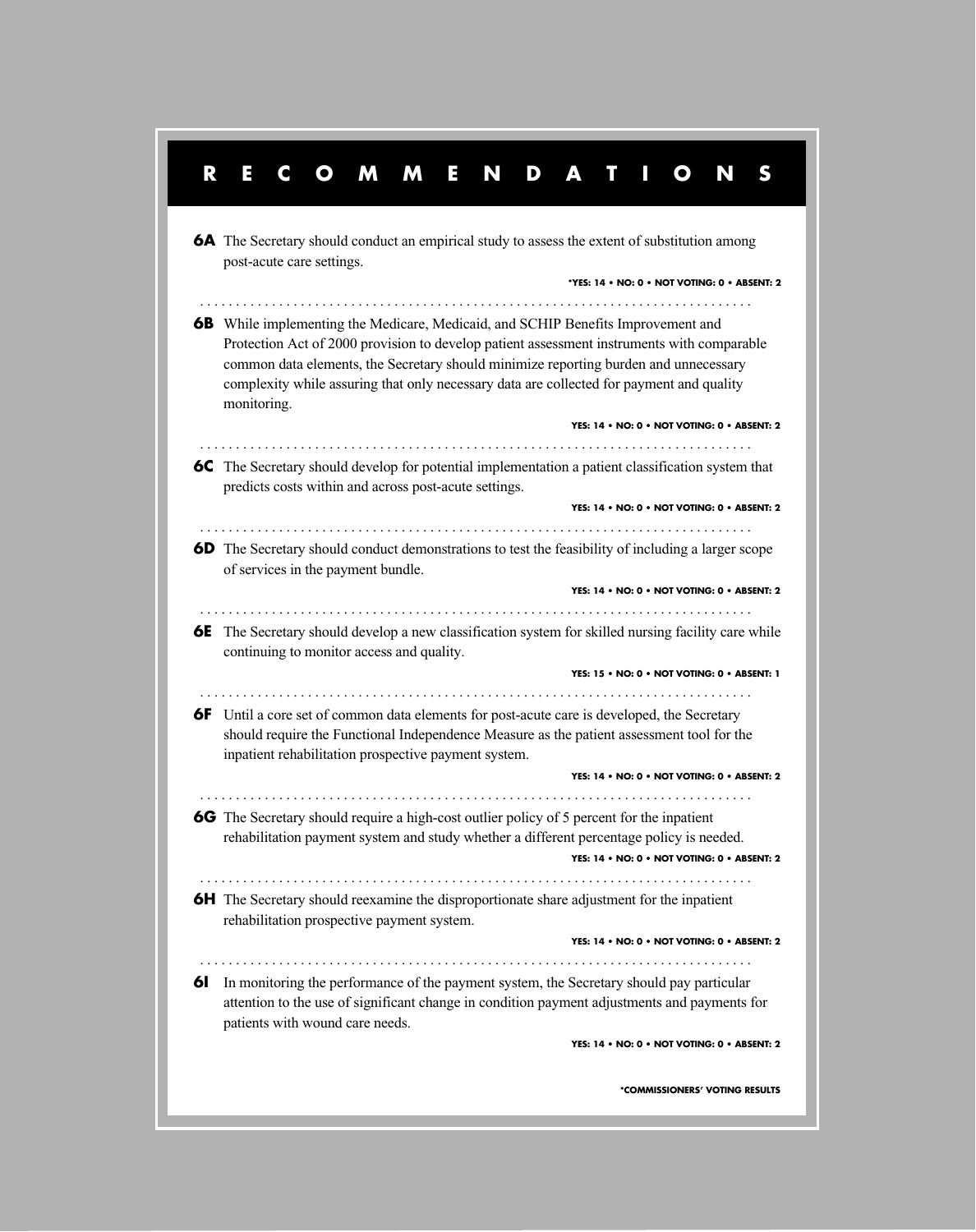# RECOMMENDATIONS

**6A** The Secretary should conduct an empirical study to assess the extent of substitution among post-acute care settings.

*YES: 14 • NO: 0 • NOT VOTING: 0 • ABSENT: 2

**6B** While implementing the Medicare, Medicaid, and SCHIP Benefits Improvement and Protection Act of 2000 provision to develop patient assessment instruments with comparable common data elements, the Secretary should minimize reporting burden and unnecessary complexity while assuring that only necessary data are collected for payment and quality monitoring.

YES: 14 • NO: 0 • NOT VOTING: 0 • ABSENT: 2

**6C** The Secretary should develop for potential implementation a patient classification system that predicts costs within and across post-acute settings.

YES: 14 • NO: 0 • NOT VOTING: 0 • ABSENT: 2

**6D** The Secretary should conduct demonstrations to test the feasibility of including a larger scope of services in the payment bundle.

YES: 14 • NO: 0 • NOT VOTING: 0 • ABSENT: 2

**6E** The Secretary should develop a new classification system for skilled nursing facility care while continuing to monitor access and quality.

YES: 15 • NO: 0 • NOT VOTING: 0 • ABSENT: 1

**6F** Until a core set of common data elements for post-acute care is developed, the Secretary should require the Functional Independence Measure as the patient assessment tool for the inpatient rehabilitation prospective payment system.

YES: 14 • NO: 0 • NOT VOTING: 0 • ABSENT: 2

**6G** The Secretary should require a high-cost outlier policy of 5 percent for the inpatient rehabilitation payment system and study whether a different percentage policy is needed.

YES: 14 • NO: 0 • NOT VOTING: 0 • ABSENT: 2

**6H** The Secretary should reexamine the disproportionate share adjustment for the inpatient rehabilitation prospective payment system.

YES: 14 • NO: 0 • NOT VOTING: 0 • ABSENT: 2

**6I** In monitoring the performance of the payment system, the Secretary should pay particular attention to the use of significant change in condition payment adjustments and payments for patients with wound care needs.

YES: 14 • NO: 0 • NOT VOTING: 0 • ABSENT: 2

*COMMISSIONERS' VOTING RESULTS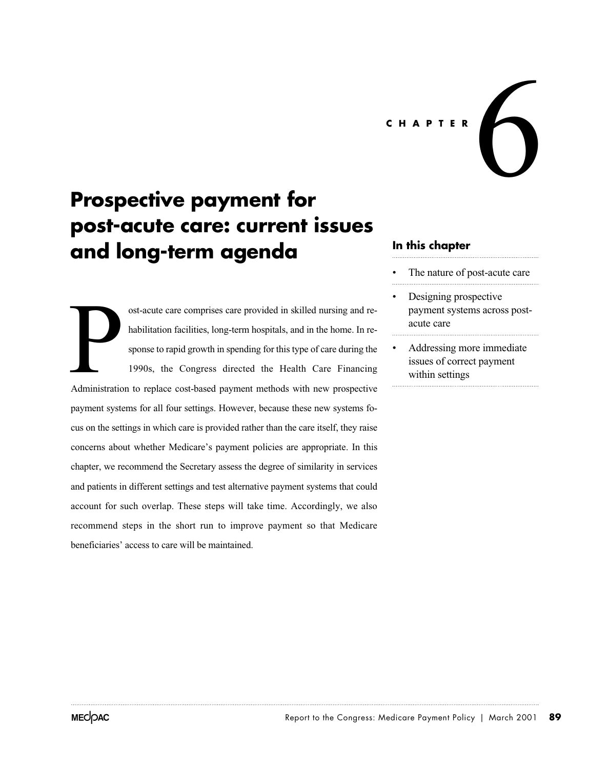CHAPTER 6

# Prospective payment for post-acute care: current issues and long-term agenda

Post-acute care comprises care provided in skilled nursing and rehabilitation facilities, long-term hospitals, and in the home. In response to rapid growth in spending for this type of care during the 1990s, the Congress directed the Health Care Financing Administration to replace cost-based payment methods with new prospective payment systems for all four settings. However, because these new systems focus on the settings in which care is provided rather than the care itself, they raise concerns about whether Medicare's payment policies are appropriate. In this chapter, we recommend the Secretary assess the degree of similarity in services and patients in different settings and test alternative payment systems that could account for such overlap. These steps will take time. Accordingly, we also recommend steps in the short run to improve payment so that Medicare beneficiaries' access to care will be maintained.

### In this chapter

- The nature of post-acute care
- Designing prospective payment systems across post-acute care
- Addressing more immediate issues of correct payment within settings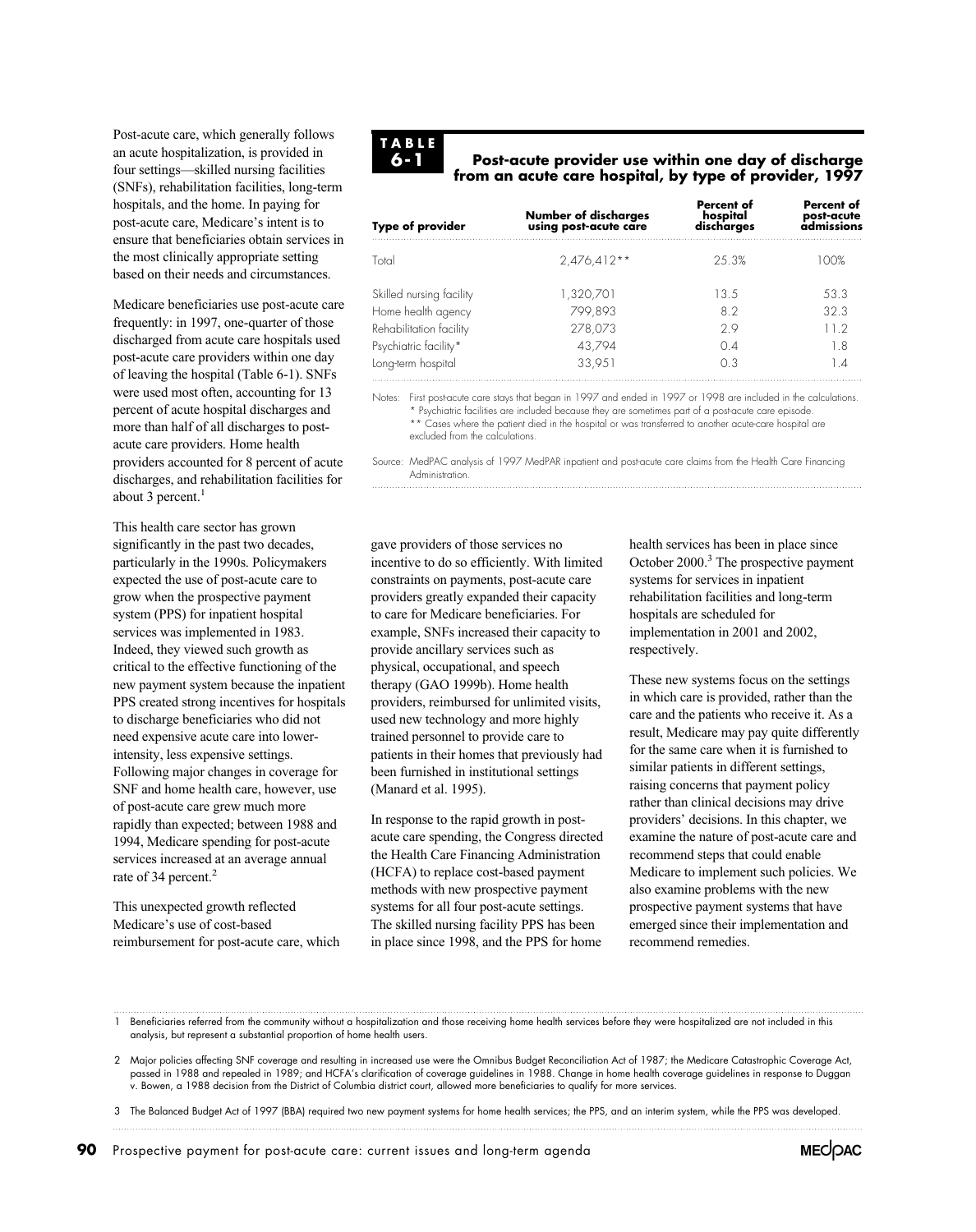Post-acute care, which generally follows an acute hospitalization, is provided in four settings—skilled nursing facilities (SNFs), rehabilitation facilities, long-term hospitals, and the home. In paying for post-acute care, Medicare's intent is to ensure that beneficiaries obtain services in the most clinically appropriate setting based on their needs and circumstances.

Medicare beneficiaries use post-acute care frequently: in 1997, one-quarter of those discharged from acute care hospitals used post-acute care providers within one day of leaving the hospital (Table 6-1). SNFs were used most often, accounting for 13 percent of acute hospital discharges and more than half of all discharges to post-acute care providers. Home health providers accounted for 8 percent of acute discharges, and rehabilitation facilities for about 3 percent.[1]

**TABLE 6-1**

**Post-acute provider use within one day of discharge from an acute care hospital, by type of provider, 1997**

| Type of provider | Number of discharges using post-acute care | Percent of hospital discharges | Percent of post-acute admissions |
|---|---|---|---|
| Total | 2,476,412** | 25.3% | 100% |
| Skilled nursing facility | 1,320,701 | 13.5 | 53.3 |
| Home health agency | 799,893 | 8.2 | 32.3 |
| Rehabilitation facility | 278,073 | 2.9 | 11.2 |
| Psychiatric facility* | 43,794 | 0.4 | 1.8 |
| Long-term hospital | 33,951 | 0.3 | 1.4 |

Notes: First post-acute care stays that began in 1997 and ended in 1997 or 1998 are included in the calculations.
\* Psychiatric facilities are included because they are sometimes part of a post-acute care episode.
\*\* Cases where the patient died in the hospital or was transferred to another acute-care hospital are excluded from the calculations.

Source: MedPAC analysis of 1997 MedPAR inpatient and post-acute care claims from the Health Care Financing Administration.

This health care sector has grown significantly in the past two decades, particularly in the 1990s. Policymakers expected the use of post-acute care to grow when the prospective payment system (PPS) for inpatient hospital services was implemented in 1983. Indeed, they viewed such growth as critical to the effective functioning of the new payment system because the inpatient PPS created strong incentives for hospitals to discharge beneficiaries who did not need expensive acute care into lower-intensity, less expensive settings. Following major changes in coverage for SNF and home health care, however, use of post-acute care grew much more rapidly than expected; between 1988 and 1994, Medicare spending for post-acute services increased at an average annual rate of 34 percent.[2]

This unexpected growth reflected Medicare's use of cost-based reimbursement for post-acute care, which gave providers of those services no incentive to do so efficiently. With limited constraints on payments, post-acute care providers greatly expanded their capacity to care for Medicare beneficiaries. For example, SNFs increased their capacity to provide ancillary services such as physical, occupational, and speech therapy (GAO 1999b). Home health providers, reimbursed for unlimited visits, used new technology and more highly trained personnel to provide care to patients in their homes that previously had been furnished in institutional settings (Manard et al. 1995).

In response to the rapid growth in post-acute care spending, the Congress directed the Health Care Financing Administration (HCFA) to replace cost-based payment methods with new prospective payment systems for all four post-acute settings. The skilled nursing facility PPS has been in place since 1998, and the PPS for home health services has been in place since October 2000.[3] The prospective payment systems for services in inpatient rehabilitation facilities and long-term hospitals are scheduled for implementation in 2001 and 2002, respectively.

These new systems focus on the settings in which care is provided, rather than the care and the patients who receive it. As a result, Medicare may pay quite differently for the same care when it is furnished to similar patients in different settings, raising concerns that payment policy rather than clinical decisions may drive providers' decisions. In this chapter, we examine the nature of post-acute care and recommend steps that could enable Medicare to implement such policies. We also examine problems with the new prospective payment systems that have emerged since their implementation and recommend remedies.

---

1 Beneficiaries referred from the community without a hospitalization and those receiving home health services before they were hospitalized are not included in this analysis, but represent a substantial proportion of home health users.

2 Major policies affecting SNF coverage and resulting in increased use were the Omnibus Budget Reconciliation Act of 1987; the Medicare Catastrophic Coverage Act, passed in 1988 and repealed in 1989; and HCFA's clarification of coverage guidelines in 1988. Change in home health coverage guidelines in response to Duggan v. Bowen, a 1988 decision from the District of Columbia district court, allowed more beneficiaries to qualify for more services.

3 The Balanced Budget Act of 1997 (BBA) required two new payment systems for home health services; the PPS, and an interim system, while the PPS was developed.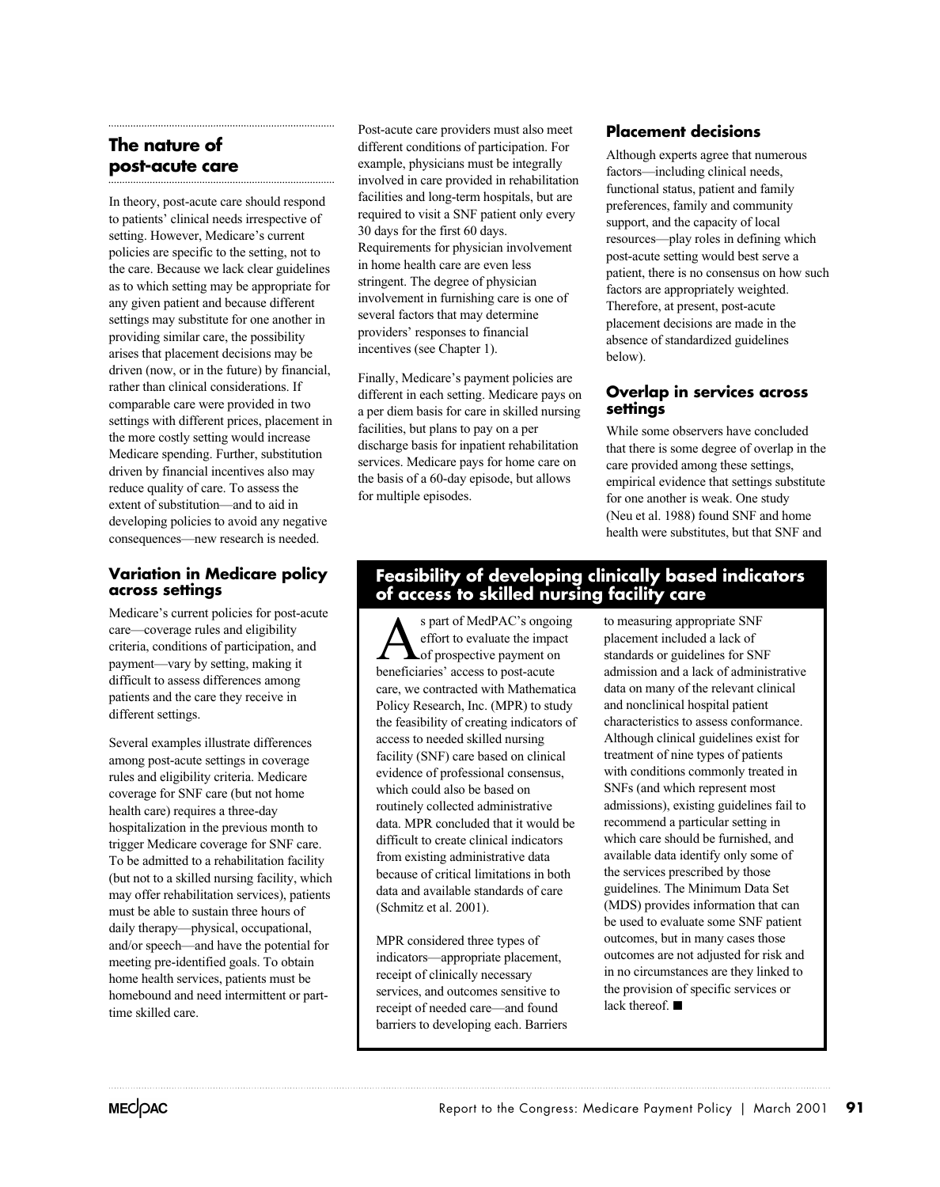## The nature of post-acute care

In theory, post-acute care should respond to patients' clinical needs irrespective of setting. However, Medicare's current policies are specific to the setting, not to the care. Because we lack clear guidelines as to which setting may be appropriate for any given patient and because different settings may substitute for one another in providing similar care, the possibility arises that placement decisions may be driven (now, or in the future) by financial, rather than clinical considerations. If comparable care were provided in two settings with different prices, placement in the more costly setting would increase Medicare spending. Further, substitution driven by financial incentives also may reduce quality of care. To assess the extent of substitution—and to aid in developing policies to avoid any negative consequences—new research is needed.

### Variation in Medicare policy across settings

Medicare's current policies for post-acute care—coverage rules and eligibility criteria, conditions of participation, and payment—vary by setting, making it difficult to assess differences among patients and the care they receive in different settings.

Several examples illustrate differences among post-acute settings in coverage rules and eligibility criteria. Medicare coverage for SNF care (but not home health care) requires a three-day hospitalization in the previous month to trigger Medicare coverage for SNF care. To be admitted to a rehabilitation facility (but not to a skilled nursing facility, which may offer rehabilitation services), patients must be able to sustain three hours of daily therapy—physical, occupational, and/or speech—and have the potential for meeting pre-identified goals. To obtain home health services, patients must be homebound and need intermittent or part-time skilled care.

Post-acute care providers must also meet different conditions of participation. For example, physicians must be integrally involved in care provided in rehabilitation facilities and long-term hospitals, but are required to visit a SNF patient only every 30 days for the first 60 days. Requirements for physician involvement in home health care are even less stringent. The degree of physician involvement in furnishing care is one of several factors that may determine providers' responses to financial incentives (see Chapter 1).

Finally, Medicare's payment policies are different in each setting. Medicare pays on a per diem basis for care in skilled nursing facilities, but plans to pay on a per discharge basis for inpatient rehabilitation services. Medicare pays for home care on the basis of a 60-day episode, but allows for multiple episodes.

### Placement decisions

Although experts agree that numerous factors—including clinical needs, functional status, patient and family preferences, family and community support, and the capacity of local resources—play roles in defining which post-acute setting would best serve a patient, there is no consensus on how such factors are appropriately weighted. Therefore, at present, post-acute placement decisions are made in the absence of standardized guidelines below).

### Overlap in services across settings

While some observers have concluded that there is some degree of overlap in the care provided among these settings, empirical evidence that settings substitute for one another is weak. One study (Neu et al. 1988) found SNF and home health were substitutes, but that SNF and

---

### Feasibility of developing clinically based indicators of access to skilled nursing facility care

As part of MedPAC's ongoing effort to evaluate the impact of prospective payment on beneficiaries' access to post-acute care, we contracted with Mathematica Policy Research, Inc. (MPR) to study the feasibility of creating indicators of access to needed skilled nursing facility (SNF) care based on clinical evidence of professional consensus, which could also be based on routinely collected administrative data. MPR concluded that it would be difficult to create clinical indicators from existing administrative data because of critical limitations in both data and available standards of care (Schmitz et al. 2001).

MPR considered three types of indicators—appropriate placement, receipt of clinically necessary services, and outcomes sensitive to receipt of needed care—and found barriers to developing each. Barriers to measuring appropriate SNF placement included a lack of standards or guidelines for SNF admission and a lack of administrative data on many of the relevant clinical and nonclinical hospital patient characteristics to assess conformance. Although clinical guidelines exist for treatment of nine types of patients with conditions commonly treated in SNFs (and which represent most admissions), existing guidelines fail to recommend a particular setting in which care should be furnished, and available data identify only some of the services prescribed by those guidelines. The Minimum Data Set (MDS) provides information that can be used to evaluate some SNF patient outcomes, but in many cases those outcomes are not adjusted for risk and in no circumstances are they linked to the provision of specific services or lack thereof. ■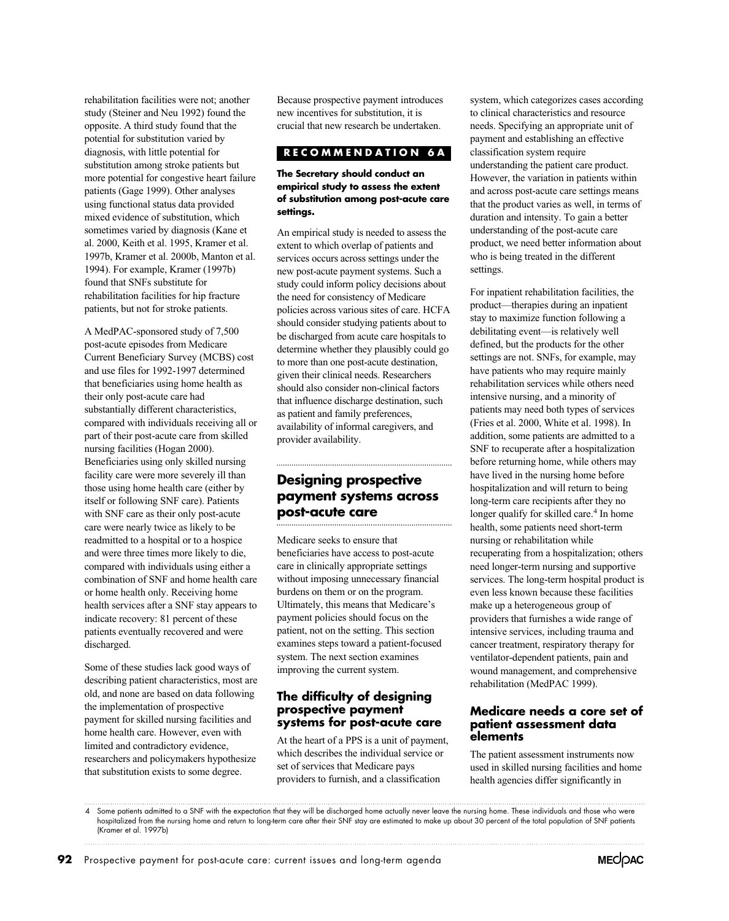rehabilitation facilities were not; another study (Steiner and Neu 1992) found the opposite. A third study found that the potential for substitution varied by diagnosis, with little potential for substitution among stroke patients but more potential for congestive heart failure patients (Gage 1999). Other analyses using functional status data provided mixed evidence of substitution, which sometimes varied by diagnosis (Kane et al. 2000, Keith et al. 1995, Kramer et al. 1997b, Kramer et al. 2000b, Manton et al. 1994). For example, Kramer (1997b) found that SNFs substitute for rehabilitation facilities for hip fracture patients, but not for stroke patients.

A MedPAC-sponsored study of 7,500 post-acute episodes from Medicare Current Beneficiary Survey (MCBS) cost and use files for 1992-1997 determined that beneficiaries using home health as their only post-acute care had substantially different characteristics, compared with individuals receiving all or part of their post-acute care from skilled nursing facilities (Hogan 2000). Beneficiaries using only skilled nursing facility care were more severely ill than those using home health care (either by itself or following SNF care). Patients with SNF care as their only post-acute care were nearly twice as likely to be readmitted to a hospital or to a hospice and were three times more likely to die, compared with individuals using either a combination of SNF and home health care or home health only. Receiving home health services after a SNF stay appears to indicate recovery: 81 percent of these patients eventually recovered and were discharged.

Some of these studies lack good ways of describing patient characteristics, most are old, and none are based on data following the implementation of prospective payment for skilled nursing facilities and home health care. However, even with limited and contradictory evidence, researchers and policymakers hypothesize that substitution exists to some degree.

Because prospective payment introduces new incentives for substitution, it is crucial that new research be undertaken.

**RECOMMENDATION 6A**

**The Secretary should conduct an empirical study to assess the extent of substitution among post-acute care settings.**

An empirical study is needed to assess the extent to which overlap of patients and services occurs across settings under the new post-acute payment systems. Such a study could inform policy decisions about the need for consistency of Medicare policies across various sites of care. HCFA should consider studying patients about to be discharged from acute care hospitals to determine whether they plausibly could go to more than one post-acute destination, given their clinical needs. Researchers should also consider non-clinical factors that influence discharge destination, such as patient and family preferences, availability of informal caregivers, and provider availability.

## Designing prospective payment systems across post-acute care

Medicare seeks to ensure that beneficiaries have access to post-acute care in clinically appropriate settings without imposing unnecessary financial burdens on them or on the program. Ultimately, this means that Medicare's payment policies should focus on the patient, not on the setting. This section examines steps toward a patient-focused system. The next section examines improving the current system.

### The difficulty of designing prospective payment systems for post-acute care

At the heart of a PPS is a unit of payment, which describes the individual service or set of services that Medicare pays providers to furnish, and a classification system, which categorizes cases according to clinical characteristics and resource needs. Specifying an appropriate unit of payment and establishing an effective classification system require understanding the patient care product. However, the variation in patients within and across post-acute care settings means that the product varies as well, in terms of duration and intensity. To gain a better understanding of the post-acute care product, we need better information about who is being treated in the different settings.

For inpatient rehabilitation facilities, the product—therapies during an inpatient stay to maximize function following a debilitating event—is relatively well defined, but the products for the other settings are not. SNFs, for example, may have patients who may require mainly rehabilitation services while others need intensive nursing, and a minority of patients may need both types of services (Fries et al. 2000, White et al. 1998). In addition, some patients are admitted to a SNF to recuperate after a hospitalization before returning home, while others may have lived in the nursing home before hospitalization and will return to being long-term care recipients after they no longer qualify for skilled care.[4] In home health, some patients need short-term nursing or rehabilitation while recuperating from a hospitalization; others need longer-term nursing and supportive services. The long-term hospital product is even less known because these facilities make up a heterogeneous group of providers that furnishes a wide range of intensive services, including trauma and cancer treatment, respiratory therapy for ventilator-dependent patients, pain and wound management, and comprehensive rehabilitation (MedPAC 1999).

### Medicare needs a core set of patient assessment data elements

The patient assessment instruments now used in skilled nursing facilities and home health agencies differ significantly in

4 Some patients admitted to a SNF with the expectation that they will be discharged home actually never leave the nursing home. These individuals and those who were hospitalized from the nursing home and return to long-term care after their SNF stay are estimated to make up about 30 percent of the total population of SNF patients (Kramer et al. 1997b)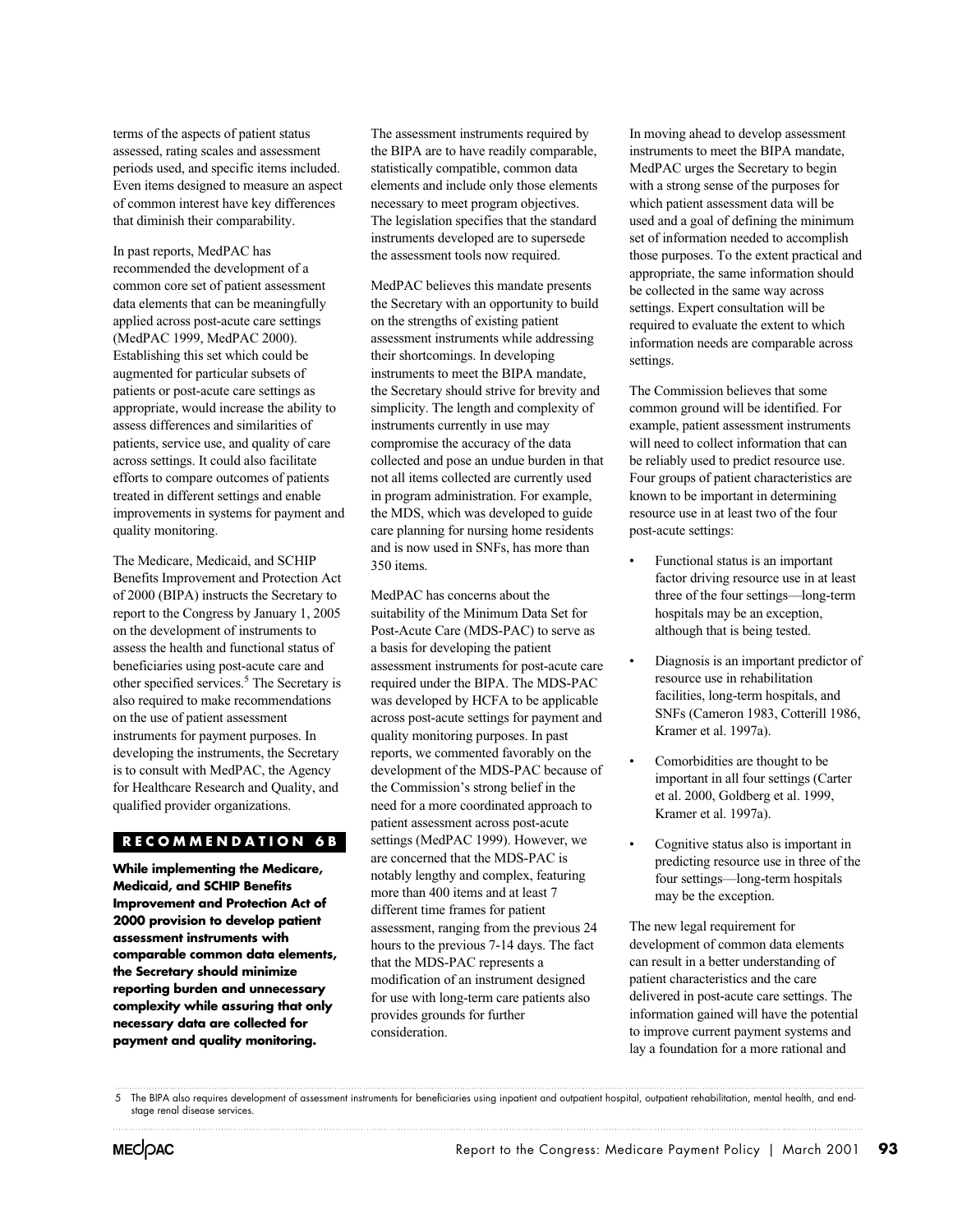terms of the aspects of patient status assessed, rating scales and assessment periods used, and specific items included. Even items designed to measure an aspect of common interest have key differences that diminish their comparability.

In past reports, MedPAC has recommended the development of a common core set of patient assessment data elements that can be meaningfully applied across post-acute care settings (MedPAC 1999, MedPAC 2000). Establishing this set which could be augmented for particular subsets of patients or post-acute care settings as appropriate, would increase the ability to assess differences and similarities of patients, service use, and quality of care across settings. It could also facilitate efforts to compare outcomes of patients treated in different settings and enable improvements in systems for payment and quality monitoring.

The Medicare, Medicaid, and SCHIP Benefits Improvement and Protection Act of 2000 (BIPA) instructs the Secretary to report to the Congress by January 1, 2005 on the development of instruments to assess the health and functional status of beneficiaries using post-acute care and other specified services.[5] The Secretary is also required to make recommendations on the use of patient assessment instruments for payment purposes. In developing the instruments, the Secretary is to consult with MedPAC, the Agency for Healthcare Research and Quality, and qualified provider organizations.

## RECOMMENDATION 6B

**While implementing the Medicare, Medicaid, and SCHIP Benefits Improvement and Protection Act of 2000 provision to develop patient assessment instruments with comparable common data elements, the Secretary should minimize reporting burden and unnecessary complexity while assuring that only necessary data are collected for payment and quality monitoring.**

The assessment instruments required by the BIPA are to have readily comparable, statistically compatible, common data elements and include only those elements necessary to meet program objectives. The legislation specifies that the standard instruments developed are to supersede the assessment tools now required.

MedPAC believes this mandate presents the Secretary with an opportunity to build on the strengths of existing patient assessment instruments while addressing their shortcomings. In developing instruments to meet the BIPA mandate, the Secretary should strive for brevity and simplicity. The length and complexity of instruments currently in use may compromise the accuracy of the data collected and pose an undue burden in that not all items collected are currently used in program administration. For example, the MDS, which was developed to guide care planning for nursing home residents and is now used in SNFs, has more than 350 items.

MedPAC has concerns about the suitability of the Minimum Data Set for Post-Acute Care (MDS-PAC) to serve as a basis for developing the patient assessment instruments for post-acute care required under the BIPA. The MDS-PAC was developed by HCFA to be applicable across post-acute settings for payment and quality monitoring purposes. In past reports, we commented favorably on the development of the MDS-PAC because of the Commission's strong belief in the need for a more coordinated approach to patient assessment across post-acute settings (MedPAC 1999). However, we are concerned that the MDS-PAC is notably lengthy and complex, featuring more than 400 items and at least 7 different time frames for patient assessment, ranging from the previous 24 hours to the previous 7-14 days. The fact that the MDS-PAC represents a modification of an instrument designed for use with long-term care patients also provides grounds for further consideration.

In moving ahead to develop assessment instruments to meet the BIPA mandate, MedPAC urges the Secretary to begin with a strong sense of the purposes for which patient assessment data will be used and a goal of defining the minimum set of information needed to accomplish those purposes. To the extent practical and appropriate, the same information should be collected in the same way across settings. Expert consultation will be required to evaluate the extent to which information needs are comparable across settings.

The Commission believes that some common ground will be identified. For example, patient assessment instruments will need to collect information that can be reliably used to predict resource use. Four groups of patient characteristics are known to be important in determining resource use in at least two of the four post-acute settings:

- Functional status is an important factor driving resource use in at least three of the four settings—long-term hospitals may be an exception, although that is being tested.
- Diagnosis is an important predictor of resource use in rehabilitation facilities, long-term hospitals, and SNFs (Cameron 1983, Cotterill 1986, Kramer et al. 1997a).
- Comorbidities are thought to be important in all four settings (Carter et al. 2000, Goldberg et al. 1999, Kramer et al. 1997a).
- Cognitive status also is important in predicting resource use in three of the four settings—long-term hospitals may be the exception.

The new legal requirement for development of common data elements can result in a better understanding of patient characteristics and the care delivered in post-acute care settings. The information gained will have the potential to improve current payment systems and lay a foundation for a more rational and

5 The BIPA also requires development of assessment instruments for beneficiaries using inpatient and outpatient hospital, outpatient rehabilitation, mental health, and end-stage renal disease services.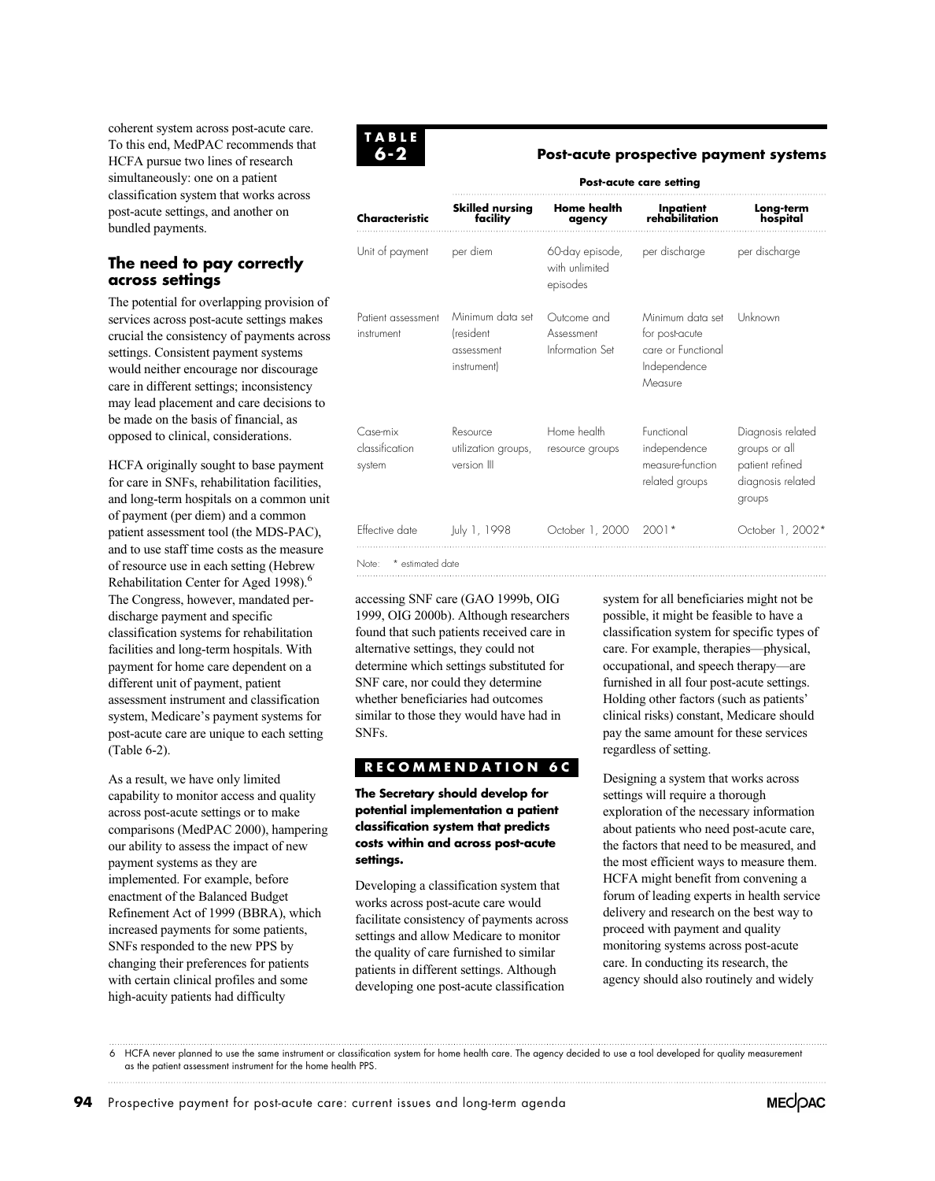coherent system across post-acute care. To this end, MedPAC recommends that HCFA pursue two lines of research simultaneously: one on a patient classification system that works across post-acute settings, and another on bundled payments.

## The need to pay correctly across settings

The potential for overlapping provision of services across post-acute settings makes crucial the consistency of payments across settings. Consistent payment systems would neither encourage nor discourage care in different settings; inconsistency may lead placement and care decisions to be made on the basis of financial, as opposed to clinical, considerations.

HCFA originally sought to base payment for care in SNFs, rehabilitation facilities, and long-term hospitals on a common unit of payment (per diem) and a common patient assessment tool (the MDS-PAC), and to use staff time costs as the measure of resource use in each setting (Hebrew Rehabilitation Center for Aged 1998).[6] The Congress, however, mandated per-discharge payment and specific classification systems for rehabilitation facilities and long-term hospitals. With payment for home care dependent on a different unit of payment, patient assessment instrument and classification system, Medicare's payment systems for post-acute care are unique to each setting (Table 6-2).

**TABLE 6-2**

**Post-acute prospective payment systems**

| | Post-acute care setting | | | |
|---|---|---|---|---|
| **Characteristic** | **Skilled nursing facility** | **Home health agency** | **Inpatient rehabilitation** | **Long-term hospital** |
| Unit of payment | per diem | 60-day episode, with unlimited episodes | per discharge | per discharge |
| Patient assessment instrument | Minimum data set (resident assessment instrument) | Outcome and Assessment Information Set | Minimum data set for post-acute care or Functional Independence Measure | Unknown |
| Case-mix classification system | Resource utilization groups, version III | Home health resource groups | Functional independence measure-function related groups | Diagnosis related groups or all patient refined diagnosis related groups |
| Effective date | July 1, 1998 | October 1, 2000 | 2001* | October 1, 2002* |

Note: * estimated date

As a result, we have only limited capability to monitor access and quality across post-acute settings or to make comparisons (MedPAC 2000), hampering our ability to assess the impact of new payment systems as they are implemented. For example, before enactment of the Balanced Budget Refinement Act of 1999 (BBRA), which increased payments for some patients, SNFs responded to the new PPS by changing their preferences for patients with certain clinical profiles and some high-acuity patients had difficulty accessing SNF care (GAO 1999b, OIG 1999, OIG 2000b). Although researchers found that such patients received care in alternative settings, they could not determine which settings substituted for SNF care, nor could they determine whether beneficiaries had outcomes similar to those they would have had in SNFs.

**RECOMMENDATION 6C**

**The Secretary should develop for potential implementation a patient classification system that predicts costs within and across post-acute settings.**

Developing a classification system that works across post-acute care would facilitate consistency of payments across settings and allow Medicare to monitor the quality of care furnished to similar patients in different settings. Although developing one post-acute classification system for all beneficiaries might not be possible, it might be feasible to have a classification system for specific types of care. For example, therapies—physical, occupational, and speech therapy—are furnished in all four post-acute settings. Holding other factors (such as patients' clinical risks) constant, Medicare should pay the same amount for these services regardless of setting.

Designing a system that works across settings will require a thorough exploration of the necessary information about patients who need post-acute care, the factors that need to be measured, and the most efficient ways to measure them. HCFA might benefit from convening a forum of leading experts in health service delivery and research on the best way to proceed with payment and quality monitoring systems across post-acute care. In conducting its research, the agency should also routinely and widely

6 HCFA never planned to use the same instrument or classification system for home health care. The agency decided to use a tool developed for quality measurement as the patient assessment instrument for the home health PPS.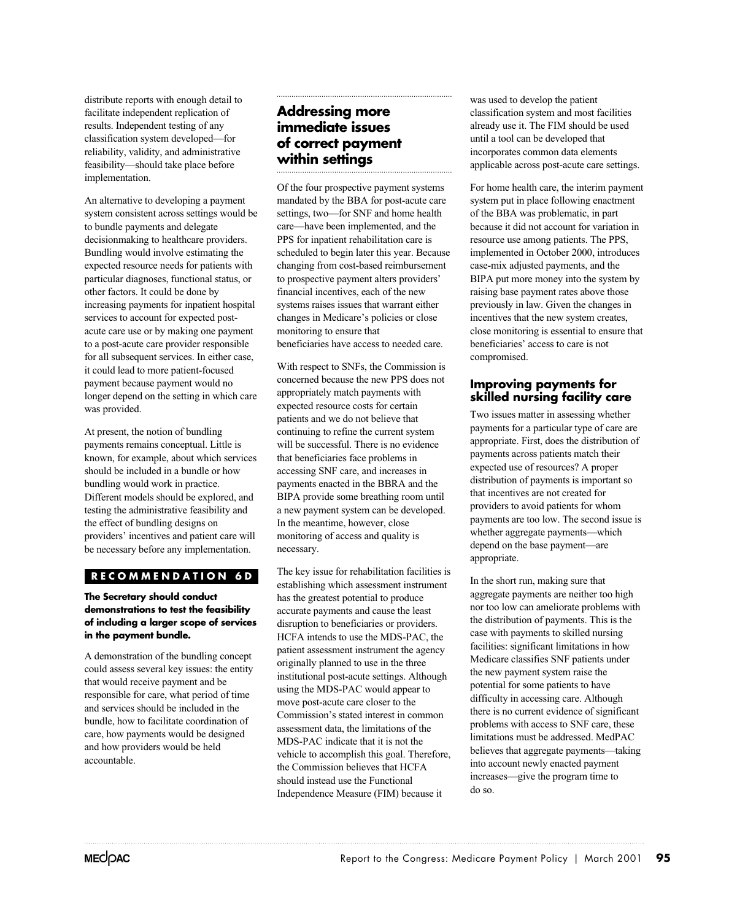distribute reports with enough detail to facilitate independent replication of results. Independent testing of any classification system developed—for reliability, validity, and administrative feasibility—should take place before implementation.

An alternative to developing a payment system consistent across settings would be to bundle payments and delegate decisionmaking to healthcare providers. Bundling would involve estimating the expected resource needs for patients with particular diagnoses, functional status, or other factors. It could be done by increasing payments for inpatient hospital services to account for expected post-acute care use or by making one payment to a post-acute care provider responsible for all subsequent services. In either case, it could lead to more patient-focused payment because payment would no longer depend on the setting in which care was provided.

At present, the notion of bundling payments remains conceptual. Little is known, for example, about which services should be included in a bundle or how bundling would work in practice. Different models should be explored, and testing the administrative feasibility and the effect of bundling designs on providers' incentives and patient care will be necessary before any implementation.

**RECOMMENDATION 6D**

**The Secretary should conduct demonstrations to test the feasibility of including a larger scope of services in the payment bundle.**

A demonstration of the bundling concept could assess several key issues: the entity that would receive payment and be responsible for care, what period of time and services should be included in the bundle, how to facilitate coordination of care, how payments would be designed and how providers would be held accountable.

## Addressing more immediate issues of correct payment within settings

Of the four prospective payment systems mandated by the BBA for post-acute care settings, two—for SNF and home health care—have been implemented, and the PPS for inpatient rehabilitation care is scheduled to begin later this year. Because changing from cost-based reimbursement to prospective payment alters providers' financial incentives, each of the new systems raises issues that warrant either changes in Medicare's policies or close monitoring to ensure that beneficiaries have access to needed care.

With respect to SNFs, the Commission is concerned because the new PPS does not appropriately match payments with expected resource costs for certain patients and we do not believe that continuing to refine the current system will be successful. There is no evidence that beneficiaries face problems in accessing SNF care, and increases in payments enacted in the BBRA and the BIPA provide some breathing room until a new payment system can be developed. In the meantime, however, close monitoring of access and quality is necessary.

The key issue for rehabilitation facilities is establishing which assessment instrument has the greatest potential to produce accurate payments and cause the least disruption to beneficiaries or providers. HCFA intends to use the MDS-PAC, the patient assessment instrument the agency originally planned to use in the three institutional post-acute settings. Although using the MDS-PAC would appear to move post-acute care closer to the Commission's stated interest in common assessment data, the limitations of the MDS-PAC indicate that it is not the vehicle to accomplish this goal. Therefore, the Commission believes that HCFA should instead use the Functional Independence Measure (FIM) because it was used to develop the patient classification system and most facilities already use it. The FIM should be used until a tool can be developed that incorporates common data elements applicable across post-acute care settings.

For home health care, the interim payment system put in place following enactment of the BBA was problematic, in part because it did not account for variation in resource use among patients. The PPS, implemented in October 2000, introduces case-mix adjusted payments, and the BIPA put more money into the system by raising base payment rates above those previously in law. Given the changes in incentives that the new system creates, close monitoring is essential to ensure that beneficiaries' access to care is not compromised.

### Improving payments for skilled nursing facility care

Two issues matter in assessing whether payments for a particular type of care are appropriate. First, does the distribution of payments across patients match their expected use of resources? A proper distribution of payments is important so that incentives are not created for providers to avoid patients for whom payments are too low. The second issue is whether aggregate payments—which depend on the base payment—are appropriate.

In the short run, making sure that aggregate payments are neither too high nor too low can ameliorate problems with the distribution of payments. This is the case with payments to skilled nursing facilities: significant limitations in how Medicare classifies SNF patients under the new payment system raise the potential for some patients to have difficulty in accessing care. Although there is no current evidence of significant problems with access to SNF care, these limitations must be addressed. MedPAC believes that aggregate payments—taking into account newly enacted payment increases—give the program time to do so.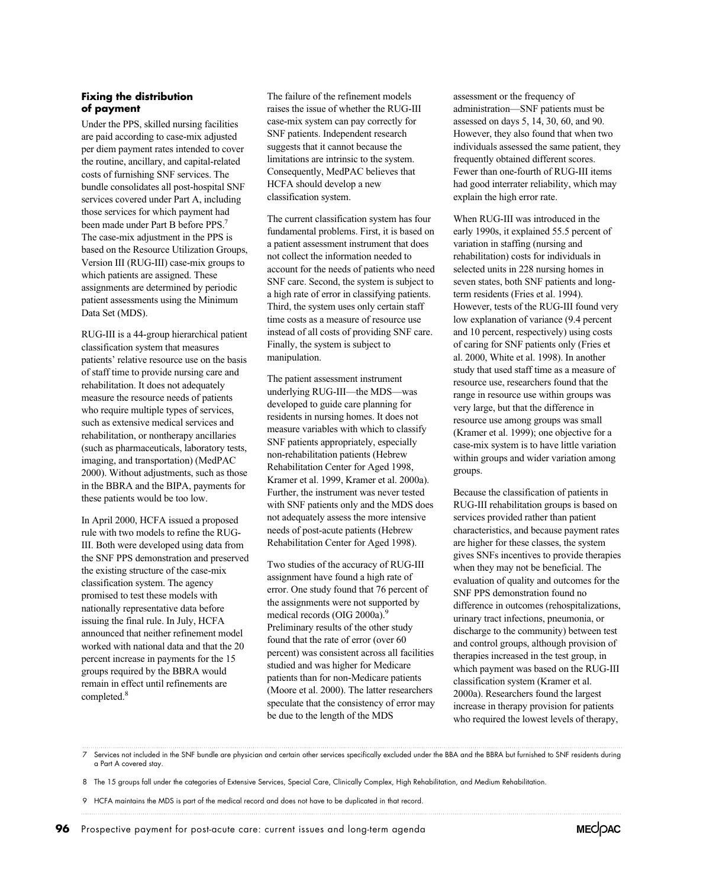### Fixing the distribution of payment

Under the PPS, skilled nursing facilities are paid according to case-mix adjusted per diem payment rates intended to cover the routine, ancillary, and capital-related costs of furnishing SNF services. The bundle consolidates all post-hospital SNF services covered under Part A, including those services for which payment had been made under Part B before PPS.[7] The case-mix adjustment in the PPS is based on the Resource Utilization Groups, Version III (RUG-III) case-mix groups to which patients are assigned. These assignments are determined by periodic patient assessments using the Minimum Data Set (MDS).

RUG-III is a 44-group hierarchical patient classification system that measures patients' relative resource use on the basis of staff time to provide nursing care and rehabilitation. It does not adequately measure the resource needs of patients who require multiple types of services, such as extensive medical services and rehabilitation, or nontherapy ancillaries (such as pharmaceuticals, laboratory tests, imaging, and transportation) (MedPAC 2000). Without adjustments, such as those in the BBRA and the BIPA, payments for these patients would be too low.

In April 2000, HCFA issued a proposed rule with two models to refine the RUG-III. Both were developed using data from the SNF PPS demonstration and preserved the existing structure of the case-mix classification system. The agency promised to test these models with nationally representative data before issuing the final rule. In July, HCFA announced that neither refinement model worked with national data and that the 20 percent increase in payments for the 15 groups required by the BBRA would remain in effect until refinements are completed.[8]

The failure of the refinement models raises the issue of whether the RUG-III case-mix system can pay correctly for SNF patients. Independent research suggests that it cannot because the limitations are intrinsic to the system. Consequently, MedPAC believes that HCFA should develop a new classification system.

The current classification system has four fundamental problems. First, it is based on a patient assessment instrument that does not collect the information needed to account for the needs of patients who need SNF care. Second, the system is subject to a high rate of error in classifying patients. Third, the system uses only certain staff time costs as a measure of resource use instead of all costs of providing SNF care. Finally, the system is subject to manipulation.

The patient assessment instrument underlying RUG-III—the MDS—was developed to guide care planning for residents in nursing homes. It does not measure variables with which to classify SNF patients appropriately, especially non-rehabilitation patients (Hebrew Rehabilitation Center for Aged 1998, Kramer et al. 1999, Kramer et al. 2000a). Further, the instrument was never tested with SNF patients only and the MDS does not adequately assess the more intensive needs of post-acute patients (Hebrew Rehabilitation Center for Aged 1998).

Two studies of the accuracy of RUG-III assignment have found a high rate of error. One study found that 76 percent of the assignments were not supported by medical records (OIG 2000a).[9] Preliminary results of the other study found that the rate of error (over 60 percent) was consistent across all facilities studied and was higher for Medicare patients than for non-Medicare patients (Moore et al. 2000). The latter researchers speculate that the consistency of error may be due to the length of the MDS assessment or the frequency of administration—SNF patients must be assessed on days 5, 14, 30, 60, and 90. However, they also found that when two individuals assessed the same patient, they frequently obtained different scores. Fewer than one-fourth of RUG-III items had good interrater reliability, which may explain the high error rate.

When RUG-III was introduced in the early 1990s, it explained 55.5 percent of variation in staffing (nursing and rehabilitation) costs for individuals in selected units in 228 nursing homes in seven states, both SNF patients and long-term residents (Fries et al. 1994). However, tests of the RUG-III found very low explanation of variance (9.4 percent and 10 percent, respectively) using costs of caring for SNF patients only (Fries et al. 2000, White et al. 1998). In another study that used staff time as a measure of resource use, researchers found that the range in resource use within groups was very large, but that the difference in resource use among groups was small (Kramer et al. 1999); one objective for a case-mix system is to have little variation within groups and wider variation among groups.

Because the classification of patients in RUG-III rehabilitation groups is based on services provided rather than patient characteristics, and because payment rates are higher for these classes, the system gives SNFs incentives to provide therapies when they may not be beneficial. The evaluation of quality and outcomes for the SNF PPS demonstration found no difference in outcomes (rehospitalizations, urinary tract infections, pneumonia, or discharge to the community) between test and control groups, although provision of therapies increased in the test group, in which payment was based on the RUG-III classification system (Kramer et al. 2000a). Researchers found the largest increase in therapy provision for patients who required the lowest levels of therapy,

---

7 Services not included in the SNF bundle are physician and certain other services specifically excluded under the BBA and the BBRA but furnished to SNF residents during a Part A covered stay.

8 The 15 groups fall under the categories of Extensive Services, Special Care, Clinically Complex, High Rehabilitation, and Medium Rehabilitation.

9 HCFA maintains the MDS is part of the medical record and does not have to be duplicated in that record.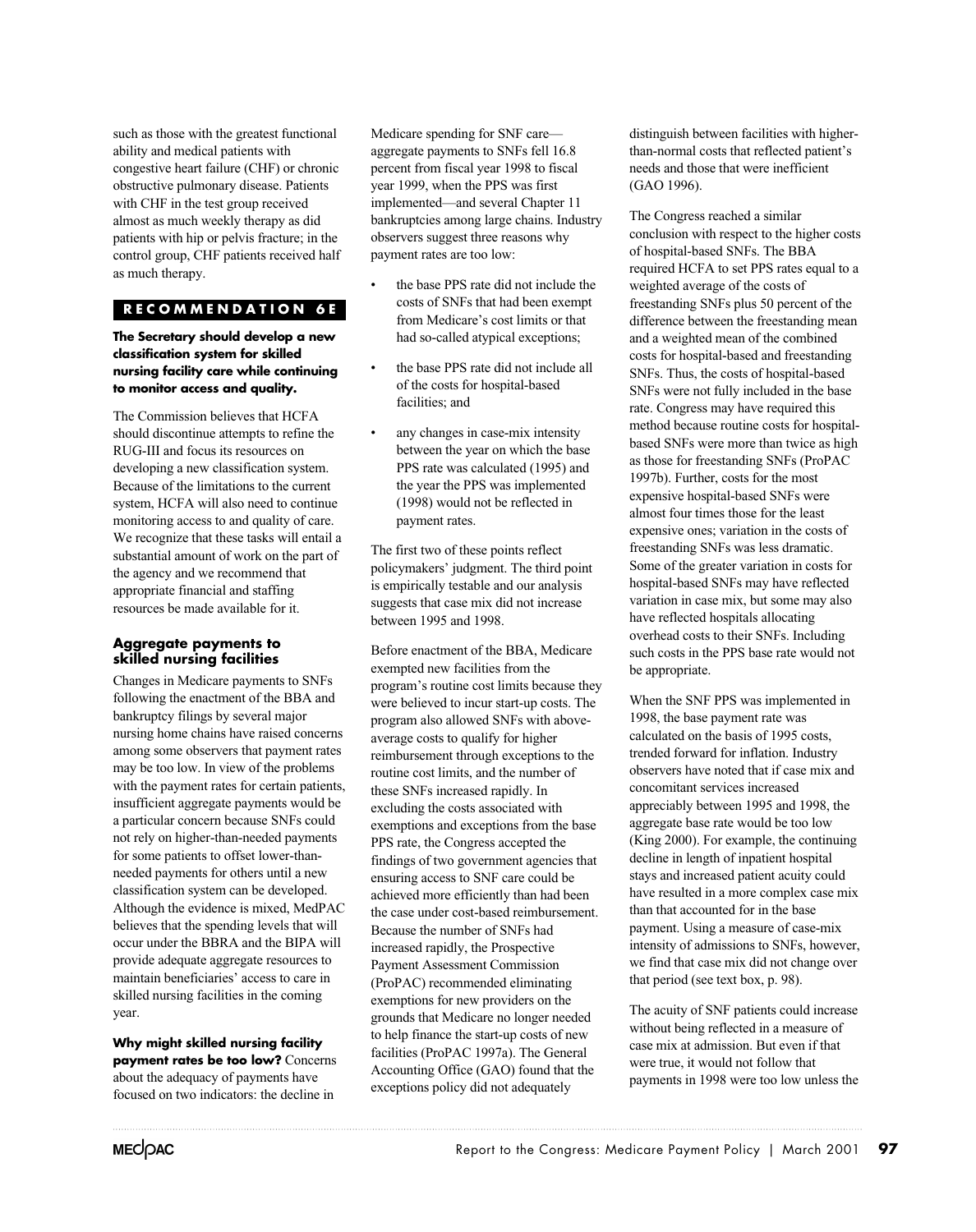such as those with the greatest functional ability and medical patients with congestive heart failure (CHF) or chronic obstructive pulmonary disease. Patients with CHF in the test group received almost as much weekly therapy as did patients with hip or pelvis fracture; in the control group, CHF patients received half as much therapy.

**RECOMMENDATION 6E**

**The Secretary should develop a new classification system for skilled nursing facility care while continuing to monitor access and quality.**

The Commission believes that HCFA should discontinue attempts to refine the RUG-III and focus its resources on developing a new classification system. Because of the limitations to the current system, HCFA will also need to continue monitoring access to and quality of care. We recognize that these tasks will entail a substantial amount of work on the part of the agency and we recommend that appropriate financial and staffing resources be made available for it.

### Aggregate payments to skilled nursing facilities

Changes in Medicare payments to SNFs following the enactment of the BBA and bankruptcy filings by several major nursing home chains have raised concerns among some observers that payment rates may be too low. In view of the problems with the payment rates for certain patients, insufficient aggregate payments would be a particular concern because SNFs could not rely on higher-than-needed payments for some patients to offset lower-than-needed payments for others until a new classification system can be developed. Although the evidence is mixed, MedPAC believes that the spending levels that will occur under the BBRA and the BIPA will provide adequate aggregate resources to maintain beneficiaries' access to care in skilled nursing facilities in the coming year.

**Why might skilled nursing facility payment rates be too low?** Concerns about the adequacy of payments have focused on two indicators: the decline in Medicare spending for SNF care—aggregate payments to SNFs fell 16.8 percent from fiscal year 1998 to fiscal year 1999, when the PPS was first implemented—and several Chapter 11 bankruptcies among large chains. Industry observers suggest three reasons why payment rates are too low:

- the base PPS rate did not include the costs of SNFs that had been exempt from Medicare's cost limits or that had so-called atypical exceptions;
- the base PPS rate did not include all of the costs for hospital-based facilities; and
- any changes in case-mix intensity between the year on which the base PPS rate was calculated (1995) and the year the PPS was implemented (1998) would not be reflected in payment rates.

The first two of these points reflect policymakers' judgment. The third point is empirically testable and our analysis suggests that case mix did not increase between 1995 and 1998.

Before enactment of the BBA, Medicare exempted new facilities from the program's routine cost limits because they were believed to incur start-up costs. The program also allowed SNFs with above-average costs to qualify for higher reimbursement through exceptions to the routine cost limits, and the number of these SNFs increased rapidly. In excluding the costs associated with exemptions and exceptions from the base PPS rate, the Congress accepted the findings of two government agencies that ensuring access to SNF care could be achieved more efficiently than had been the case under cost-based reimbursement. Because the number of SNFs had increased rapidly, the Prospective Payment Assessment Commission (ProPAC) recommended eliminating exemptions for new providers on the grounds that Medicare no longer needed to help finance the start-up costs of new facilities (ProPAC 1997a). The General Accounting Office (GAO) found that the exceptions policy did not adequately distinguish between facilities with higher-than-normal costs that reflected patient's needs and those that were inefficient (GAO 1996).

The Congress reached a similar conclusion with respect to the higher costs of hospital-based SNFs. The BBA required HCFA to set PPS rates equal to a weighted average of the costs of freestanding SNFs plus 50 percent of the difference between the freestanding mean and a weighted mean of the combined costs for hospital-based and freestanding SNFs. Thus, the costs of hospital-based SNFs were not fully included in the base rate. Congress may have required this method because routine costs for hospital-based SNFs were more than twice as high as those for freestanding SNFs (ProPAC 1997b). Further, costs for the most expensive hospital-based SNFs were almost four times those for the least expensive ones; variation in the costs of freestanding SNFs was less dramatic. Some of the greater variation in costs for hospital-based SNFs may have reflected variation in case mix, but some may also have reflected hospitals allocating overhead costs to their SNFs. Including such costs in the PPS base rate would not be appropriate.

When the SNF PPS was implemented in 1998, the base payment rate was calculated on the basis of 1995 costs, trended forward for inflation. Industry observers have noted that if case mix and concomitant services increased appreciably between 1995 and 1998, the aggregate base rate would be too low (King 2000). For example, the continuing decline in length of inpatient hospital stays and increased patient acuity could have resulted in a more complex case mix than that accounted for in the base payment. Using a measure of case-mix intensity of admissions to SNFs, however, we find that case mix did not change over that period (see text box, p. 98).

The acuity of SNF patients could increase without being reflected in a measure of case mix at admission. But even if that were true, it would not follow that payments in 1998 were too low unless the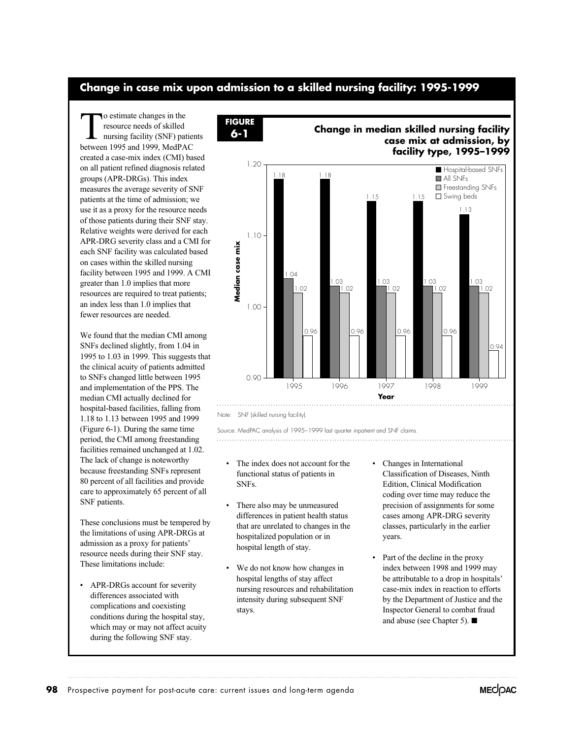## Change in case mix upon admission to a skilled nursing facility: 1995-1999

To estimate changes in the resource needs of skilled nursing facility (SNF) patients between 1995 and 1999, MedPAC created a case-mix index (CMI) based on all patient refined diagnosis related groups (APR-DRGs). This index measures the average severity of SNF patients at the time of admission; we use it as a proxy for the resource needs of those patients during their SNF stay. Relative weights were derived for each APR-DRG severity class and a CMI for each SNF facility was calculated based on cases within the skilled nursing facility between 1995 and 1999. A CMI greater than 1.0 implies that more resources are required to treat patients; an index less than 1.0 implies that fewer resources are needed.

We found that the median CMI among SNFs declined slightly, from 1.04 in 1995 to 1.03 in 1999. This suggests that the clinical acuity of patients admitted to SNFs changed little between 1995 and implementation of the PPS. The median CMI actually declined for hospital-based facilities, falling from 1.18 to 1.13 between 1995 and 1999 (Figure 6-1). During the same time period, the CMI among freestanding facilities remained unchanged at 1.02. The lack of change is noteworthy because freestanding SNFs represent 80 percent of all facilities and provide care to approximately 65 percent of all SNF patients.

These conclusions must be tempered by the limitations of using APR-DRGs at admission as a proxy for patients' resource needs during their SNF stay. These limitations include:

- APR-DRGs account for severity differences associated with complications and coexisting conditions during the hospital stay, which may or may not affect acuity during the following SNF stay.
- The index does not account for the functional status of patients in SNFs.
- There also may be unmeasured differences in patient health status that are unrelated to changes in the hospitalized population or in hospital length of stay.
- We do not know how changes in hospital lengths of stay affect nursing resources and rehabilitation intensity during subsequent SNF stays.
- Changes in International Classification of Diseases, Ninth Edition, Clinical Modification coding over time may reduce the precision of assignments for some cases among APR-DRG severity classes, particularly in the earlier years.
- Part of the decline in the proxy index between 1998 and 1999 may be attributable to a drop in hospitals' case-mix index in reaction to efforts by the Department of Justice and the Inspector General to combat fraud and abuse (see Chapter 5). ■

**FIGURE 6-1**

**Change in median skilled nursing facility case mix at admission, by facility type, 1995–1999**

| Year | Hospital-based SNFs | All SNFs | Freestanding SNFs | Swing beds |
|---|---|---|---|---|
| 1995 | 1.18 | 1.04 | 1.02 | 0.96 |
| 1996 | 1.18 | 1.03 | 1.02 | 0.96 |
| 1997 | 1.15 | 1.03 | 1.02 | 0.96 |
| 1998 | 1.15 | 1.03 | 1.02 | 0.96 |
| 1999 | 1.13 | 1.03 | 1.02 | 0.94 |

Note: SNF (skilled nursing facility).

Source: MedPAC analysis of 1995–1999 last quarter inpatient and SNF claims.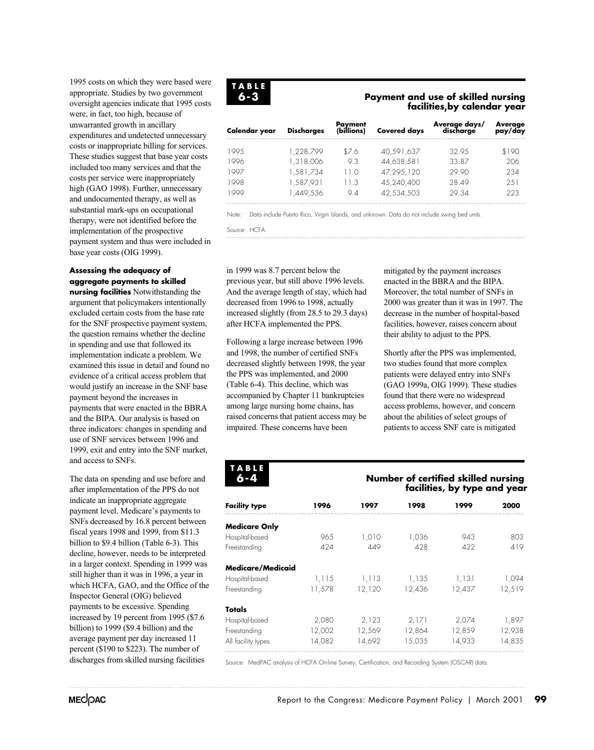1995 costs on which they were based were appropriate. Studies by two government oversight agencies indicate that 1995 costs were, in fact, too high, because of unwarranted growth in ancillary expenditures and undetected unnecessary costs or inappropriate billing for services. These studies suggest that base year costs included too many services and that the costs per service were inappropriately high (GAO 1998). Further, unnecessary and undocumented therapy, as well as substantial mark-ups on occupational therapy, were not identified before the implementation of the prospective payment system and thus were included in base year costs (OIG 1999).

**Assessing the adequacy of aggregate payments to skilled nursing facilities** Notwithstanding the argument that policymakers intentionally excluded certain costs from the base rate for the SNF prospective payment system, the question remains whether the decline in spending and use that followed its implementation indicate a problem. We examined this issue in detail and found no evidence of a critical access problem that would justify an increase in the SNF base payment beyond the increases in payments that were enacted in the BBRA and the BIPA. Our analysis is based on three indicators: changes in spending and use of SNF services between 1996 and 1999, exit and entry into the SNF market, and access to SNFs.

The data on spending and use before and after implementation of the PPS do not indicate an inappropriate aggregate payment level. Medicare's payments to SNFs decreased by 16.8 percent between fiscal years 1998 and 1999, from $11.3 billion to $9.4 billion (Table 6-3). This decline, however, needs to be interpreted in a larger context. Spending in 1999 was still higher than it was in 1996, a year in which HCFA, GAO, and the Office of the Inspector General (OIG) believed payments to be excessive. Spending increased by 19 percent from 1995 ($7.6 billion) to 1999 ($9.4 billion) and the average payment per day increased 11 percent ($190 to $223). The number of discharges from skilled nursing facilities in 1999 was 8.7 percent below the previous year, but still above 1996 levels. And the average length of stay, which had decreased from 1996 to 1998, actually increased slightly (from 28.5 to 29.3 days) after HCFA implemented the PPS.

Following a large increase between 1996 and 1998, the number of certified SNFs decreased slightly between 1998, the year the PPS was implemented, and 2000 (Table 6-4). This decline, which was accompanied by Chapter 11 bankruptcies among large nursing home chains, has raised concerns that patient access may be impaired. These concerns have been mitigated by the payment increases enacted in the BBRA and the BIPA. Moreover, the total number of SNFs in 2000 was greater than it was in 1997. The decrease in the number of hospital-based facilities, however, raises concern about their ability to adjust to the PPS.

Shortly after the PPS was implemented, two studies found that more complex patients were delayed entry into SNFs (GAO 1999a, OIG 1999). These studies found that there were no widespread access problems, however, and concern about the abilities of select groups of patients to access SNF care is mitigated

**TABLE 6-3**

**Payment and use of skilled nursing facilities, by calendar year**

| Calendar year | Discharges | Payment (billions) | Covered days | Average days/ discharge | Average pay/day |
|---|---|---|---|---|---|
| 1995 | 1,228,799 | $7.6 | 40,591,637 | 32.95 | $190 |
| 1996 | 1,318,006 | 9.3 | 44,638,581 | 33.87 | 206 |
| 1997 | 1,581,734 | 11.0 | 47,295,120 | 29.90 | 234 |
| 1998 | 1,587,931 | 11.3 | 45,240,400 | 28.49 | 251 |
| 1999 | 1,449,536 | 9.4 | 42,534,503 | 29.34 | 223 |

Note: Data include Puerto Rico, Virgin Islands, and unknown. Data do not include swing bed units.

Source: HCFA.

**TABLE 6-4**

**Number of certified skilled nursing facilities, by type and year**

| Facility type | 1996 | 1997 | 1998 | 1999 | 2000 |
|---|---|---|---|---|---|
| **Medicare Only** | | | | | |
| Hospital-based | 965 | 1,010 | 1,036 | 943 | 803 |
| Freestanding | 424 | 449 | 428 | 422 | 419 |
| **Medicare/Medicaid** | | | | | |
| Hospital-based | 1,115 | 1,113 | 1,135 | 1,131 | 1,094 |
| Freestanding | 11,578 | 12,120 | 12,436 | 12,437 | 12,519 |
| **Totals** | | | | | |
| Hospital-based | 2,080 | 2,123 | 2,171 | 2,074 | 1,897 |
| Freestanding | 12,002 | 12,569 | 12,864 | 12,859 | 12,938 |
| All facility types | 14,082 | 14,692 | 15,035 | 14,933 | 14,835 |

Source: MedPAC analysis of HCFA On-line Survey, Certification, and Recording System (OSCAR) data.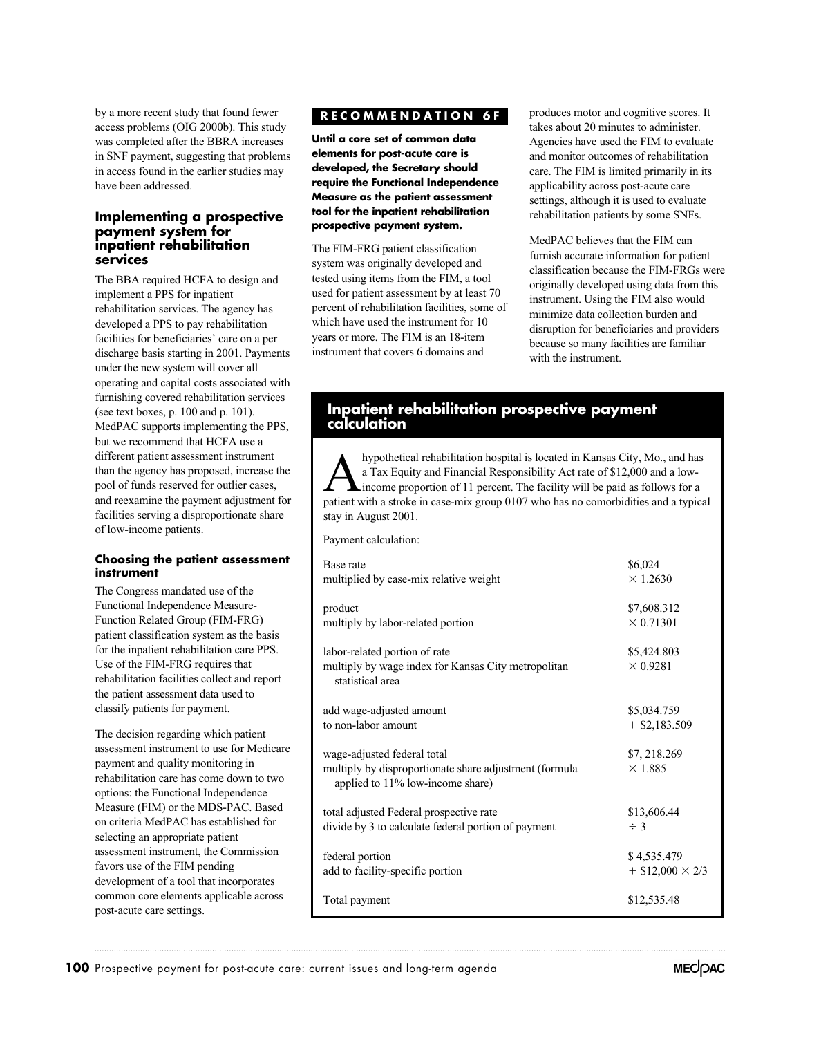by a more recent study that found fewer access problems (OIG 2000b). This study was completed after the BBRA increases in SNF payment, suggesting that problems in access found in the earlier studies may have been addressed.

## Implementing a prospective payment system for inpatient rehabilitation services

The BBA required HCFA to design and implement a PPS for inpatient rehabilitation services. The agency has developed a PPS to pay rehabilitation facilities for beneficiaries' care on a per discharge basis starting in 2001. Payments under the new system will cover all operating and capital costs associated with furnishing covered rehabilitation services (see text boxes, p. 100 and p. 101). MedPAC supports implementing the PPS, but we recommend that HCFA use a different patient assessment instrument than the agency has proposed, increase the pool of funds reserved for outlier cases, and reexamine the payment adjustment for facilities serving a disproportionate share of low-income patients.

### Choosing the patient assessment instrument

The Congress mandated use of the Functional Independence Measure-Function Related Group (FIM-FRG) patient classification system as the basis for the inpatient rehabilitation care PPS. Use of the FIM-FRG requires that rehabilitation facilities collect and report the patient assessment data used to classify patients for payment.

The decision regarding which patient assessment instrument to use for Medicare payment and quality monitoring in rehabilitation care has come down to two options: the Functional Independence Measure (FIM) or the MDS-PAC. Based on criteria MedPAC has established for selecting an appropriate patient assessment instrument, the Commission favors use of the FIM pending development of a tool that incorporates common core elements applicable across post-acute care settings.

**RECOMMENDATION 6F**

**Until a core set of common data elements for post-acute care is developed, the Secretary should require the Functional Independence Measure as the patient assessment tool for the inpatient rehabilitation prospective payment system.**

The FIM-FRG patient classification system was originally developed and tested using items from the FIM, a tool used for patient assessment by at least 70 percent of rehabilitation facilities, some of which have used the instrument for 10 years or more. The FIM is an 18-item instrument that covers 6 domains and produces motor and cognitive scores. It takes about 20 minutes to administer. Agencies have used the FIM to evaluate and monitor outcomes of rehabilitation care. The FIM is limited primarily in its applicability across post-acute care settings, although it is used to evaluate rehabilitation patients by some SNFs.

MedPAC believes that the FIM can furnish accurate information for patient classification because the FIM-FRGs were originally developed using data from this instrument. Using the FIM also would minimize data collection burden and disruption for beneficiaries and providers because so many facilities are familiar with the instrument.

## Inpatient rehabilitation prospective payment calculation

A hypothetical rehabilitation hospital is located in Kansas City, Mo., and has a Tax Equity and Financial Responsibility Act rate of $12,000 and a low-income proportion of 11 percent. The facility will be paid as follows for a patient with a stroke in case-mix group 0107 who has no comorbidities and a typical stay in August 2001.

Payment calculation:

| | |
|---|---|
| Base rate | $6,024 |
| multiplied by case-mix relative weight | × 1.2630 |
| product | $7,608.312 |
| multiply by labor-related portion | × 0.71301 |
| labor-related portion of rate | $5,424.803 |
| multiply by wage index for Kansas City metropolitan statistical area | × 0.9281 |
| add wage-adjusted amount | $5,034.759 |
| to non-labor amount | + $2,183.509 |
| wage-adjusted federal total | $7, 218.269 |
| multiply by disproportionate share adjustment (formula applied to 11% low-income share) | × 1.885 |
| total adjusted Federal prospective rate | $13,606.44 |
| divide by 3 to calculate federal portion of payment | ÷ 3 |
| federal portion | $ 4,535.479 |
| add to facility-specific portion | + $12,000 × 2/3 |
| Total payment | $12,535.48 |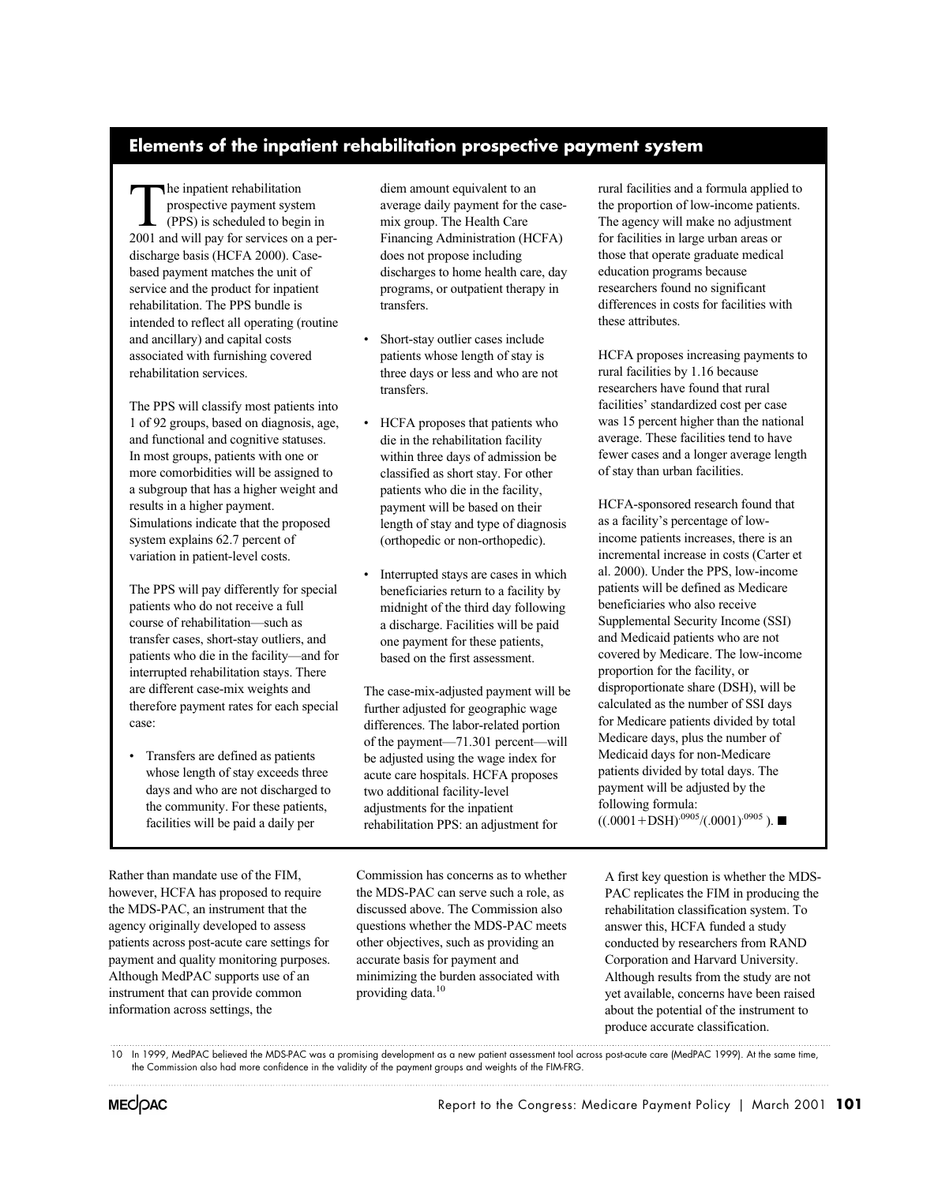## Elements of the inpatient rehabilitation prospective payment system

The inpatient rehabilitation prospective payment system (PPS) is scheduled to begin in 2001 and will pay for services on a per-discharge basis (HCFA 2000). Case-based payment matches the unit of service and the product for inpatient rehabilitation. The PPS bundle is intended to reflect all operating (routine and ancillary) and capital costs associated with furnishing covered rehabilitation services.

The PPS will classify most patients into 1 of 92 groups, based on diagnosis, age, and functional and cognitive statuses. In most groups, patients with one or more comorbidities will be assigned to a subgroup that has a higher weight and results in a higher payment. Simulations indicate that the proposed system explains 62.7 percent of variation in patient-level costs.

The PPS will pay differently for special patients who do not receive a full course of rehabilitation—such as transfer cases, short-stay outliers, and patients who die in the facility—and for interrupted rehabilitation stays. There are different case-mix weights and therefore payment rates for each special case:

- Transfers are defined as patients whose length of stay exceeds three days and who are not discharged to the community. For these patients, facilities will be paid a daily per diem amount equivalent to an average daily payment for the case-mix group. The Health Care Financing Administration (HCFA) does not propose including discharges to home health care, day programs, or outpatient therapy in transfers.
- Short-stay outlier cases include patients whose length of stay is three days or less and who are not transfers.
- HCFA proposes that patients who die in the rehabilitation facility within three days of admission be classified as short stay. For other patients who die in the facility, payment will be based on their length of stay and type of diagnosis (orthopedic or non-orthopedic).
- Interrupted stays are cases in which beneficiaries return to a facility by midnight of the third day following a discharge. Facilities will be paid one payment for these patients, based on the first assessment.

The case-mix-adjusted payment will be further adjusted for geographic wage differences. The labor-related portion of the payment—71.301 percent—will be adjusted using the wage index for acute care hospitals. HCFA proposes two additional facility-level adjustments for the inpatient rehabilitation PPS: an adjustment for rural facilities and a formula applied to the proportion of low-income patients. The agency will make no adjustment for facilities in large urban areas or those that operate graduate medical education programs because researchers found no significant differences in costs for facilities with these attributes.

HCFA proposes increasing payments to rural facilities by 1.16 because researchers have found that rural facilities' standardized cost per case was 15 percent higher than the national average. These facilities tend to have fewer cases and a longer average length of stay than urban facilities.

HCFA-sponsored research found that as a facility's percentage of low-income patients increases, there is an incremental increase in costs (Carter et al. 2000). Under the PPS, low-income patients will be defined as Medicare beneficiaries who also receive Supplemental Security Income (SSI) and Medicaid patients who are not covered by Medicare. The low-income proportion for the facility, or disproportionate share (DSH), will be calculated as the number of SSI days for Medicare patients divided by total Medicare days, plus the number of Medicaid days for non-Medicare patients divided by total days. The payment will be adjusted by the following formula: $((.0001 + \text{DSH})^{.0905}/(.0001)^{.0905})$. ■

Rather than mandate use of the FIM, however, HCFA has proposed to require the MDS-PAC, an instrument that the agency originally developed to assess patients across post-acute care settings for payment and quality monitoring purposes. Although MedPAC supports use of an instrument that can provide common information across settings, the Commission has concerns as to whether the MDS-PAC can serve such a role, as discussed above. The Commission also questions whether the MDS-PAC meets other objectives, such as providing an accurate basis for payment and minimizing the burden associated with providing data.[10]

A first key question is whether the MDS-PAC replicates the FIM in producing the rehabilitation classification system. To answer this, HCFA funded a study conducted by researchers from RAND Corporation and Harvard University. Although results from the study are not yet available, concerns have been raised about the potential of the instrument to produce accurate classification.

10 In 1999, MedPAC believed the MDS-PAC was a promising development as a new patient assessment tool across post-acute care (MedPAC 1999). At the same time, the Commission also had more confidence in the validity of the payment groups and weights of the FIM-FRG.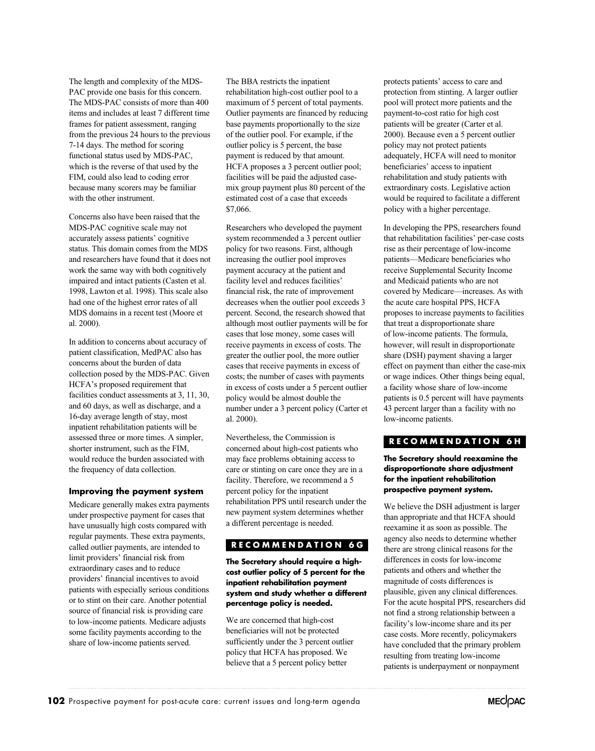The length and complexity of the MDS-PAC provide one basis for this concern. The MDS-PAC consists of more than 400 items and includes at least 7 different time frames for patient assessment, ranging from the previous 24 hours to the previous 7-14 days. The method for scoring functional status used by MDS-PAC, which is the reverse of that used by the FIM, could also lead to coding error because many scorers may be familiar with the other instrument.

Concerns also have been raised that the MDS-PAC cognitive scale may not accurately assess patients' cognitive status. This domain comes from the MDS and researchers have found that it does not work the same way with both cognitively impaired and intact patients (Casten et al. 1998, Lawton et al. 1998). This scale also had one of the highest error rates of all MDS domains in a recent test (Moore et al. 2000).

In addition to concerns about accuracy of patient classification, MedPAC also has concerns about the burden of data collection posed by the MDS-PAC. Given HCFA's proposed requirement that facilities conduct assessments at 3, 11, 30, and 60 days, as well as discharge, and a 16-day average length of stay, most inpatient rehabilitation patients will be assessed three or more times. A simpler, shorter instrument, such as the FIM, would reduce the burden associated with the frequency of data collection.

### Improving the payment system

Medicare generally makes extra payments under prospective payment for cases that have unusually high costs compared with regular payments. These extra payments, called outlier payments, are intended to limit providers' financial risk from extraordinary cases and to reduce providers' financial incentives to avoid patients with especially serious conditions or to stint on their care. Another potential source of financial risk is providing care to low-income patients. Medicare adjusts some facility payments according to the share of low-income patients served.

The BBA restricts the inpatient rehabilitation high-cost outlier pool to a maximum of 5 percent of total payments. Outlier payments are financed by reducing base payments proportionally to the size of the outlier pool. For example, if the outlier policy is 5 percent, the base payment is reduced by that amount. HCFA proposes a 3 percent outlier pool; facilities will be paid the adjusted case-mix group payment plus 80 percent of the estimated cost of a case that exceeds $7,066.

Researchers who developed the payment system recommended a 3 percent outlier policy for two reasons. First, although increasing the outlier pool improves payment accuracy at the patient and facility level and reduces facilities' financial risk, the rate of improvement decreases when the outlier pool exceeds 3 percent. Second, the research showed that although most outlier payments will be for cases that lose money, some cases will receive payments in excess of costs. The greater the outlier pool, the more outlier cases that receive payments in excess of costs; the number of cases with payments in excess of costs under a 5 percent outlier policy would be almost double the number under a 3 percent policy (Carter et al. 2000).

Nevertheless, the Commission is concerned about high-cost patients who may face problems obtaining access to care or stinting on care once they are in a facility. Therefore, we recommend a 5 percent policy for the inpatient rehabilitation PPS until research under the new payment system determines whether a different percentage is needed.

#### RECOMMENDATION 6G

**The Secretary should require a high-cost outlier policy of 5 percent for the inpatient rehabilitation payment system and study whether a different percentage policy is needed.**

We are concerned that high-cost beneficiaries will not be protected sufficiently under the 3 percent outlier policy that HCFA has proposed. We believe that a 5 percent policy better protects patients' access to care and protection from stinting. A larger outlier pool will protect more patients and the payment-to-cost ratio for high cost patients will be greater (Carter et al. 2000). Because even a 5 percent outlier policy may not protect patients adequately, HCFA will need to monitor beneficiaries' access to inpatient rehabilitation and study patients with extraordinary costs. Legislative action would be required to facilitate a different policy with a higher percentage.

In developing the PPS, researchers found that rehabilitation facilities' per-case costs rise as their percentage of low-income patients—Medicare beneficiaries who receive Supplemental Security Income and Medicaid patients who are not covered by Medicare—increases. As with the acute care hospital PPS, HCFA proposes to increase payments to facilities that treat a disproportionate share of low-income patients. The formula, however, will result in disproportionate share (DSH) payment shaving a larger effect on payment than either the case-mix or wage indices. Other things being equal, a facility whose share of low-income patients is 0.5 percent will have payments 43 percent larger than a facility with no low-income patients.

#### RECOMMENDATION 6H

**The Secretary should reexamine the disproportionate share adjustment for the inpatient rehabilitation prospective payment system.**

We believe the DSH adjustment is larger than appropriate and that HCFA should reexamine it as soon as possible. The agency also needs to determine whether there are strong clinical reasons for the differences in costs for low-income patients and others and whether the magnitude of costs differences is plausible, given any clinical differences. For the acute hospital PPS, researchers did not find a strong relationship between a facility's low-income share and its per case costs. More recently, policymakers have concluded that the primary problem resulting from treating low-income patients is underpayment or nonpayment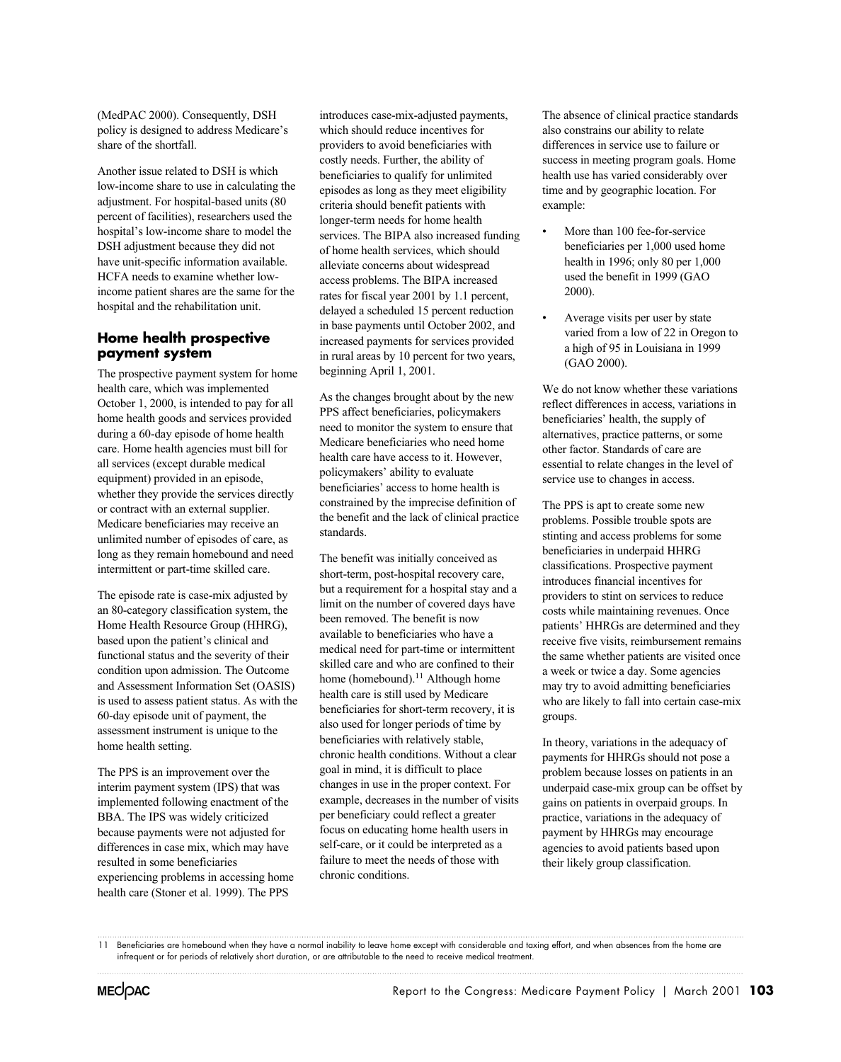(MedPAC 2000). Consequently, DSH policy is designed to address Medicare's share of the shortfall.

Another issue related to DSH is which low-income share to use in calculating the adjustment. For hospital-based units (80 percent of facilities), researchers used the hospital's low-income share to model the DSH adjustment because they did not have unit-specific information available. HCFA needs to examine whether low-income patient shares are the same for the hospital and the rehabilitation unit.

### Home health prospective payment system

The prospective payment system for home health care, which was implemented October 1, 2000, is intended to pay for all home health goods and services provided during a 60-day episode of home health care. Home health agencies must bill for all services (except durable medical equipment) provided in an episode, whether they provide the services directly or contract with an external supplier. Medicare beneficiaries may receive an unlimited number of episodes of care, as long as they remain homebound and need intermittent or part-time skilled care.

The episode rate is case-mix adjusted by an 80-category classification system, the Home Health Resource Group (HHRG), based upon the patient's clinical and functional status and the severity of their condition upon admission. The Outcome and Assessment Information Set (OASIS) is used to assess patient status. As with the 60-day episode unit of payment, the assessment instrument is unique to the home health setting.

The PPS is an improvement over the interim payment system (IPS) that was implemented following enactment of the BBA. The IPS was widely criticized because payments were not adjusted for differences in case mix, which may have resulted in some beneficiaries experiencing problems in accessing home health care (Stoner et al. 1999). The PPS introduces case-mix-adjusted payments, which should reduce incentives for providers to avoid beneficiaries with costly needs. Further, the ability of beneficiaries to qualify for unlimited episodes as long as they meet eligibility criteria should benefit patients with longer-term needs for home health services. The BIPA also increased funding of home health services, which should alleviate concerns about widespread access problems. The BIPA increased rates for fiscal year 2001 by 1.1 percent, delayed a scheduled 15 percent reduction in base payments until October 2002, and increased payments for services provided in rural areas by 10 percent for two years, beginning April 1, 2001.

As the changes brought about by the new PPS affect beneficiaries, policymakers need to monitor the system to ensure that Medicare beneficiaries who need home health care have access to it. However, policymakers' ability to evaluate beneficiaries' access to home health is constrained by the imprecise definition of the benefit and the lack of clinical practice standards.

The benefit was initially conceived as short-term, post-hospital recovery care, but a requirement for a hospital stay and a limit on the number of covered days have been removed. The benefit is now available to beneficiaries who have a medical need for part-time or intermittent skilled care and who are confined to their home (homebound).[11] Although home health care is still used by Medicare beneficiaries for short-term recovery, it is also used for longer periods of time by beneficiaries with relatively stable, chronic health conditions. Without a clear goal in mind, it is difficult to place changes in use in the proper context. For example, decreases in the number of visits per beneficiary could reflect a greater focus on educating home health users in self-care, or it could be interpreted as a failure to meet the needs of those with chronic conditions.

The absence of clinical practice standards also constrains our ability to relate differences in service use to failure or success in meeting program goals. Home health use has varied considerably over time and by geographic location. For example:

- More than 100 fee-for-service beneficiaries per 1,000 used home health in 1996; only 80 per 1,000 used the benefit in 1999 (GAO 2000).
- Average visits per user by state varied from a low of 22 in Oregon to a high of 95 in Louisiana in 1999 (GAO 2000).

We do not know whether these variations reflect differences in access, variations in beneficiaries' health, the supply of alternatives, practice patterns, or some other factor. Standards of care are essential to relate changes in the level of service use to changes in access.

The PPS is apt to create some new problems. Possible trouble spots are stinting and access problems for some beneficiaries in underpaid HHRG classifications. Prospective payment introduces financial incentives for providers to stint on services to reduce costs while maintaining revenues. Once patients' HHRGs are determined and they receive five visits, reimbursement remains the same whether patients are visited once a week or twice a day. Some agencies may try to avoid admitting beneficiaries who are likely to fall into certain case-mix groups.

In theory, variations in the adequacy of payments for HHRGs should not pose a problem because losses on patients in an underpaid case-mix group can be offset by gains on patients in overpaid groups. In practice, variations in the adequacy of payment by HHRGs may encourage agencies to avoid patients based upon their likely group classification.

---

11 Beneficiaries are homebound when they have a normal inability to leave home except with considerable and taxing effort, and when absences from the home are infrequent or for periods of relatively short duration, or are attributable to the need to receive medical treatment.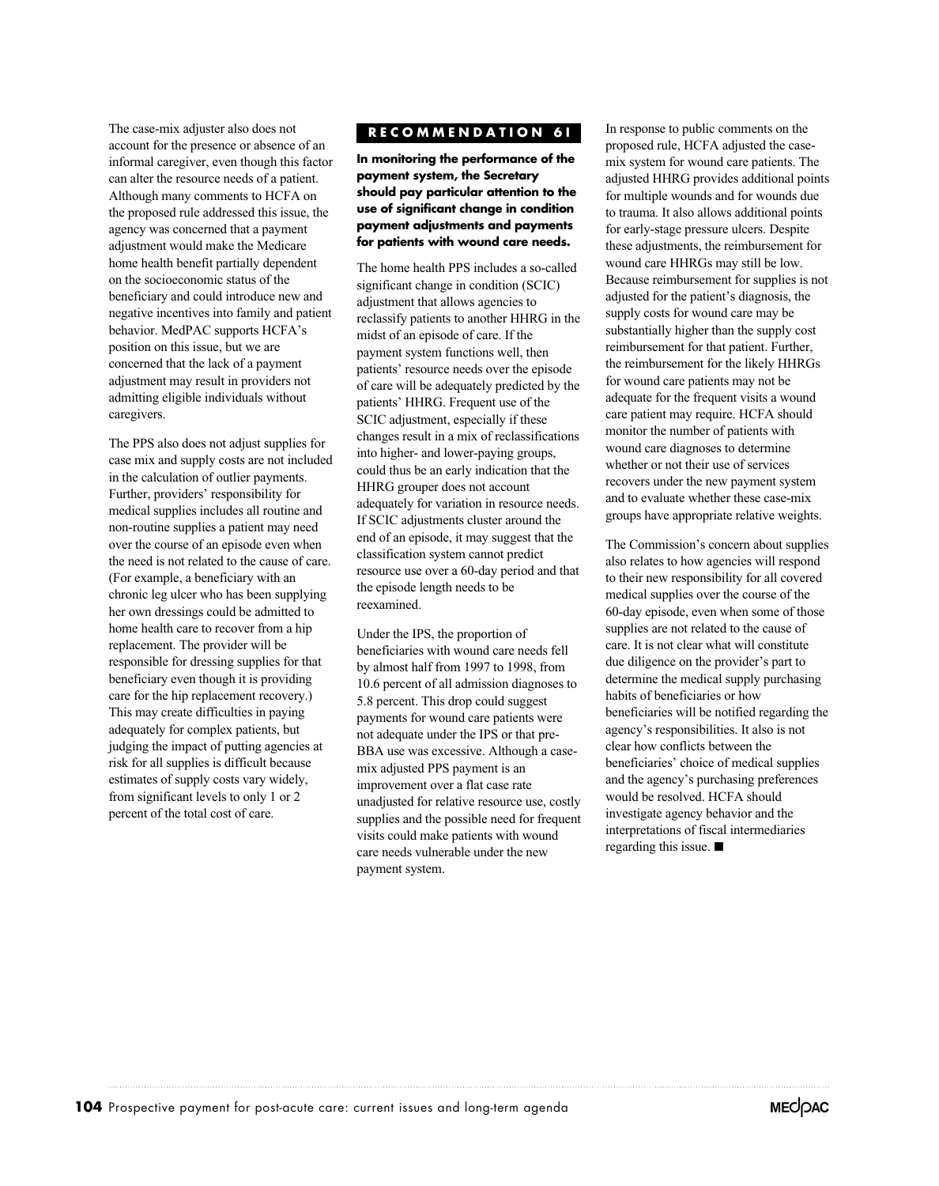The case-mix adjuster also does not account for the presence or absence of an informal caregiver, even though this factor can alter the resource needs of a patient. Although many comments to HCFA on the proposed rule addressed this issue, the agency was concerned that a payment adjustment would make the Medicare home health benefit partially dependent on the socioeconomic status of the beneficiary and could introduce new and negative incentives into family and patient behavior. MedPAC supports HCFA's position on this issue, but we are concerned that the lack of a payment adjustment may result in providers not admitting eligible individuals without caregivers.

The PPS also does not adjust supplies for case mix and supply costs are not included in the calculation of outlier payments. Further, providers' responsibility for medical supplies includes all routine and non-routine supplies a patient may need over the course of an episode even when the need is not related to the cause of care. (For example, a beneficiary with an chronic leg ulcer who has been supplying her own dressings could be admitted to home health care to recover from a hip replacement. The provider will be responsible for dressing supplies for that beneficiary even though it is providing care for the hip replacement recovery.) This may create difficulties in paying adequately for complex patients, but judging the impact of putting agencies at risk for all supplies is difficult because estimates of supply costs vary widely, from significant levels to only 1 or 2 percent of the total cost of care.

## RECOMMENDATION 6I

**In monitoring the performance of the payment system, the Secretary should pay particular attention to the use of significant change in condition payment adjustments and payments for patients with wound care needs.**

The home health PPS includes a so-called significant change in condition (SCIC) adjustment that allows agencies to reclassify patients to another HHRG in the midst of an episode of care. If the payment system functions well, then patients' resource needs over the episode of care will be adequately predicted by the patients' HHRG. Frequent use of the SCIC adjustment, especially if these changes result in a mix of reclassifications into higher- and lower-paying groups, could thus be an early indication that the HHRG grouper does not account adequately for variation in resource needs. If SCIC adjustments cluster around the end of an episode, it may suggest that the classification system cannot predict resource use over a 60-day period and that the episode length needs to be reexamined.

Under the IPS, the proportion of beneficiaries with wound care needs fell by almost half from 1997 to 1998, from 10.6 percent of all admission diagnoses to 5.8 percent. This drop could suggest payments for wound care patients were not adequate under the IPS or that pre-BBA use was excessive. Although a case-mix adjusted PPS payment is an improvement over a flat case rate unadjusted for relative resource use, costly supplies and the possible need for frequent visits could make patients with wound care needs vulnerable under the new payment system.

In response to public comments on the proposed rule, HCFA adjusted the case-mix system for wound care patients. The adjusted HHRG provides additional points for multiple wounds and for wounds due to trauma. It also allows additional points for early-stage pressure ulcers. Despite these adjustments, the reimbursement for wound care HHRGs may still be low. Because reimbursement for supplies is not adjusted for the patient's diagnosis, the supply costs for wound care may be substantially higher than the supply cost reimbursement for that patient. Further, the reimbursement for the likely HHRGs for wound care patients may not be adequate for the frequent visits a wound care patient may require. HCFA should monitor the number of patients with wound care diagnoses to determine whether or not their use of services recovers under the new payment system and to evaluate whether these case-mix groups have appropriate relative weights.

The Commission's concern about supplies also relates to how agencies will respond to their new responsibility for all covered medical supplies over the course of the 60-day episode, even when some of those supplies are not related to the cause of care. It is not clear what will constitute due diligence on the provider's part to determine the medical supply purchasing habits of beneficiaries or how beneficiaries will be notified regarding the agency's responsibilities. It also is not clear how conflicts between the beneficiaries' choice of medical supplies and the agency's purchasing preferences would be resolved. HCFA should investigate agency behavior and the interpretations of fiscal intermediaries regarding this issue. ■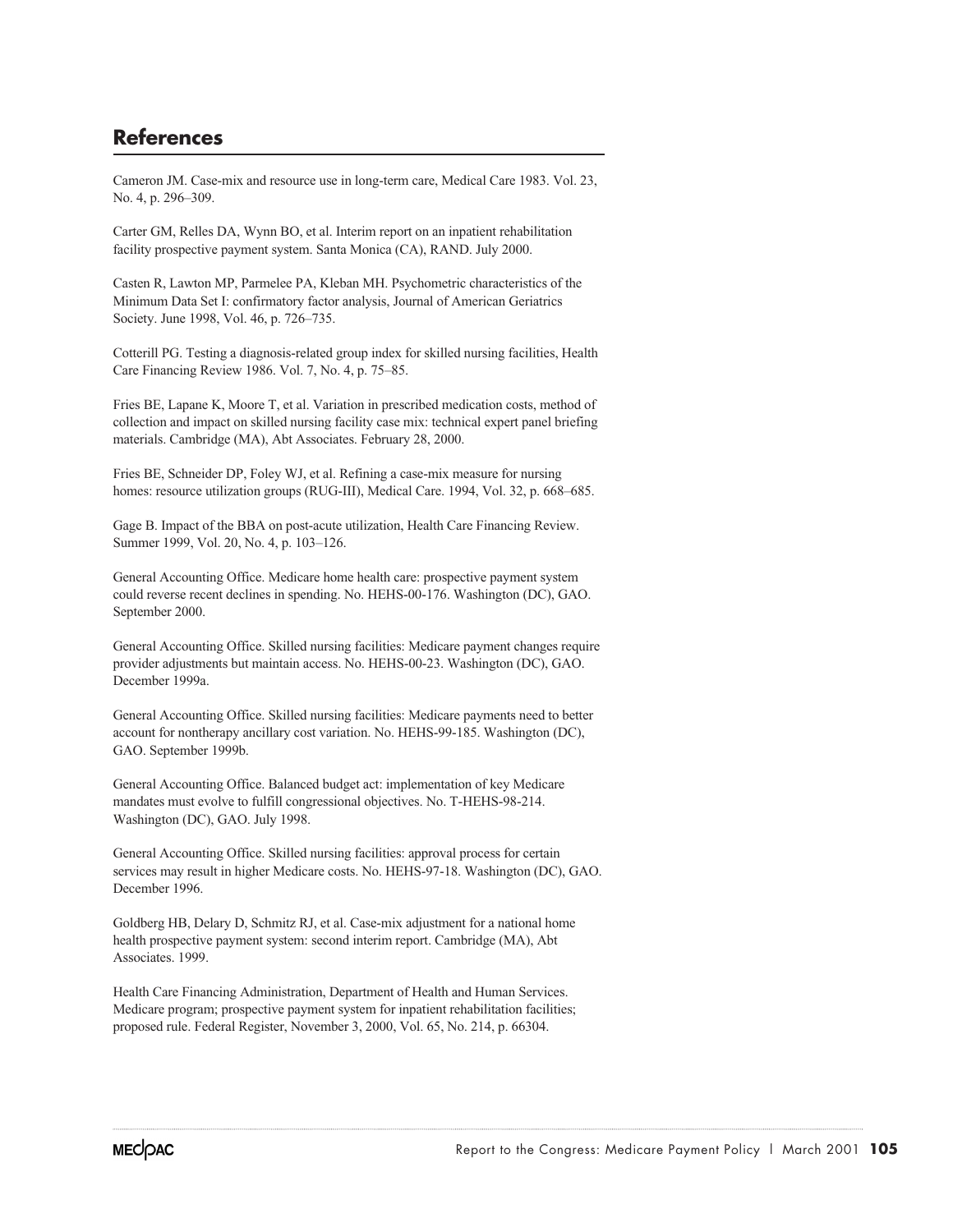## References

Cameron JM. Case-mix and resource use in long-term care, Medical Care 1983. Vol. 23, No. 4, p. 296–309.

Carter GM, Relles DA, Wynn BO, et al. Interim report on an inpatient rehabilitation facility prospective payment system. Santa Monica (CA), RAND. July 2000.

Casten R, Lawton MP, Parmelee PA, Kleban MH. Psychometric characteristics of the Minimum Data Set I: confirmatory factor analysis, Journal of American Geriatrics Society. June 1998, Vol. 46, p. 726–735.

Cotterill PG. Testing a diagnosis-related group index for skilled nursing facilities, Health Care Financing Review 1986. Vol. 7, No. 4, p. 75–85.

Fries BE, Lapane K, Moore T, et al. Variation in prescribed medication costs, method of collection and impact on skilled nursing facility case mix: technical expert panel briefing materials. Cambridge (MA), Abt Associates. February 28, 2000.

Fries BE, Schneider DP, Foley WJ, et al. Refining a case-mix measure for nursing homes: resource utilization groups (RUG-III), Medical Care. 1994, Vol. 32, p. 668–685.

Gage B. Impact of the BBA on post-acute utilization, Health Care Financing Review. Summer 1999, Vol. 20, No. 4, p. 103–126.

General Accounting Office. Medicare home health care: prospective payment system could reverse recent declines in spending. No. HEHS-00-176. Washington (DC), GAO. September 2000.

General Accounting Office. Skilled nursing facilities: Medicare payment changes require provider adjustments but maintain access. No. HEHS-00-23. Washington (DC), GAO. December 1999a.

General Accounting Office. Skilled nursing facilities: Medicare payments need to better account for nontherapy ancillary cost variation. No. HEHS-99-185. Washington (DC), GAO. September 1999b.

General Accounting Office. Balanced budget act: implementation of key Medicare mandates must evolve to fulfill congressional objectives. No. T-HEHS-98-214. Washington (DC), GAO. July 1998.

General Accounting Office. Skilled nursing facilities: approval process for certain services may result in higher Medicare costs. No. HEHS-97-18. Washington (DC), GAO. December 1996.

Goldberg HB, Delary D, Schmitz RJ, et al. Case-mix adjustment for a national home health prospective payment system: second interim report. Cambridge (MA), Abt Associates. 1999.

Health Care Financing Administration, Department of Health and Human Services. Medicare program; prospective payment system for inpatient rehabilitation facilities; proposed rule. Federal Register, November 3, 2000, Vol. 65, No. 214, p. 66304.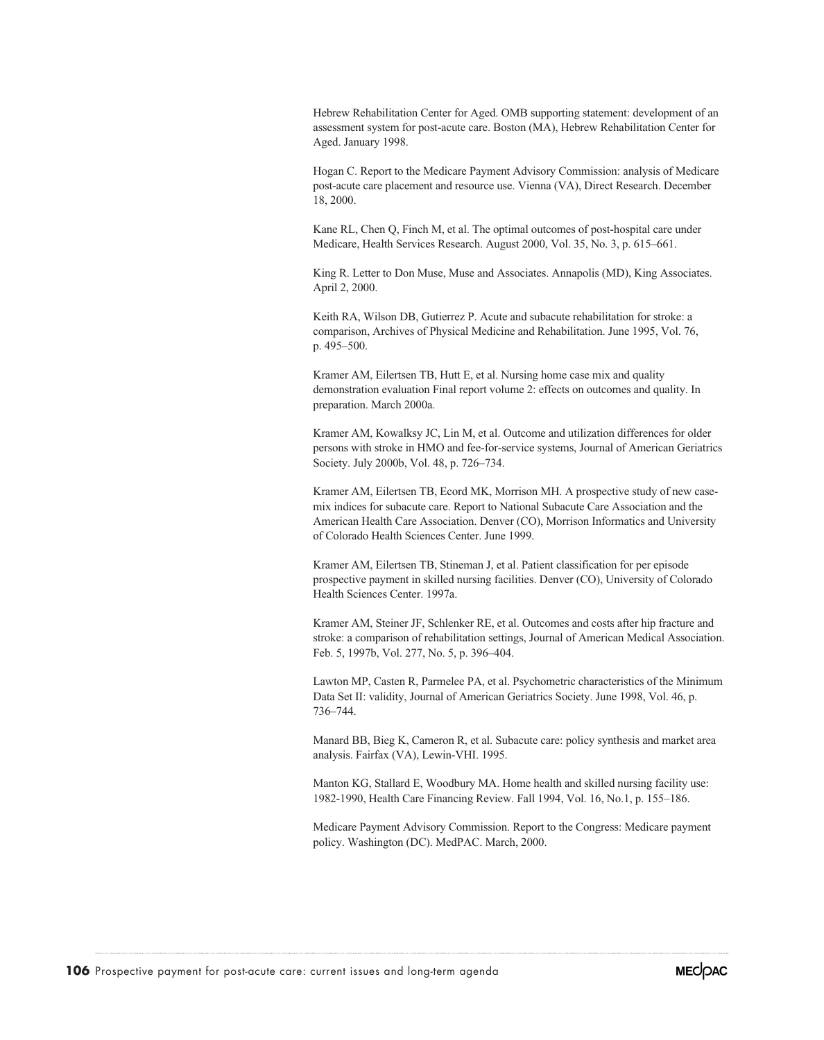Hebrew Rehabilitation Center for Aged. OMB supporting statement: development of an assessment system for post-acute care. Boston (MA), Hebrew Rehabilitation Center for Aged. January 1998.

Hogan C. Report to the Medicare Payment Advisory Commission: analysis of Medicare post-acute care placement and resource use. Vienna (VA), Direct Research. December 18, 2000.

Kane RL, Chen Q, Finch M, et al. The optimal outcomes of post-hospital care under Medicare, Health Services Research. August 2000, Vol. 35, No. 3, p. 615–661.

King R. Letter to Don Muse, Muse and Associates. Annapolis (MD), King Associates. April 2, 2000.

Keith RA, Wilson DB, Gutierrez P. Acute and subacute rehabilitation for stroke: a comparison, Archives of Physical Medicine and Rehabilitation. June 1995, Vol. 76, p. 495–500.

Kramer AM, Eilertsen TB, Hutt E, et al. Nursing home case mix and quality demonstration evaluation Final report volume 2: effects on outcomes and quality. In preparation. March 2000a.

Kramer AM, Kowalksy JC, Lin M, et al. Outcome and utilization differences for older persons with stroke in HMO and fee-for-service systems, Journal of American Geriatrics Society. July 2000b, Vol. 48, p. 726–734.

Kramer AM, Eilertsen TB, Ecord MK, Morrison MH. A prospective study of new case-mix indices for subacute care. Report to National Subacute Care Association and the American Health Care Association. Denver (CO), Morrison Informatics and University of Colorado Health Sciences Center. June 1999.

Kramer AM, Eilertsen TB, Stineman J, et al. Patient classification for per episode prospective payment in skilled nursing facilities. Denver (CO), University of Colorado Health Sciences Center. 1997a.

Kramer AM, Steiner JF, Schlenker RE, et al. Outcomes and costs after hip fracture and stroke: a comparison of rehabilitation settings, Journal of American Medical Association. Feb. 5, 1997b, Vol. 277, No. 5, p. 396–404.

Lawton MP, Casten R, Parmelee PA, et al. Psychometric characteristics of the Minimum Data Set II: validity, Journal of American Geriatrics Society. June 1998, Vol. 46, p. 736–744.

Manard BB, Bieg K, Cameron R, et al. Subacute care: policy synthesis and market area analysis. Fairfax (VA), Lewin-VHI. 1995.

Manton KG, Stallard E, Woodbury MA. Home health and skilled nursing facility use: 1982-1990, Health Care Financing Review. Fall 1994, Vol. 16, No.1, p. 155–186.

Medicare Payment Advisory Commission. Report to the Congress: Medicare payment policy. Washington (DC). MedPAC. March, 2000.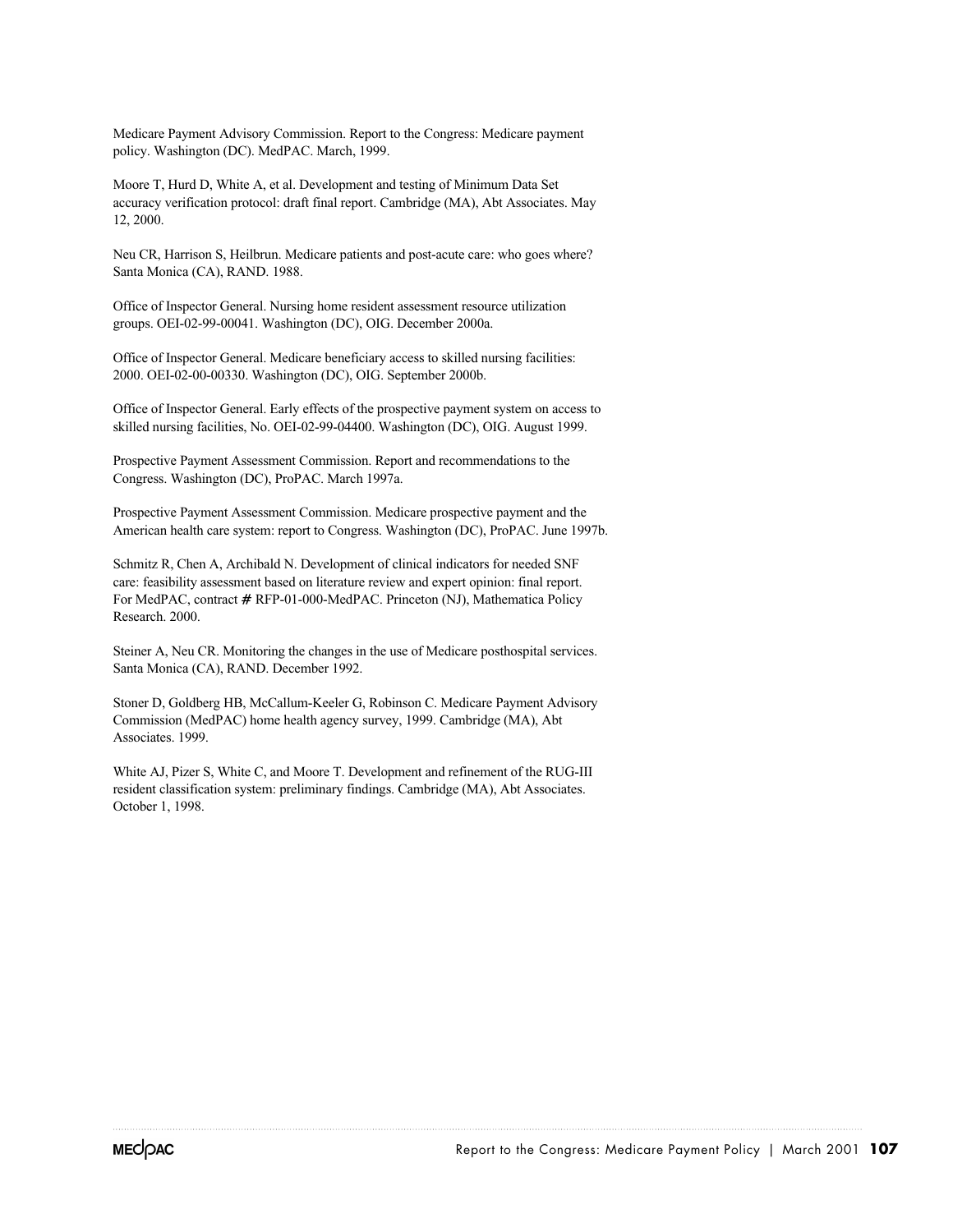Medicare Payment Advisory Commission. Report to the Congress: Medicare payment policy. Washington (DC). MedPAC. March, 1999.

Moore T, Hurd D, White A, et al. Development and testing of Minimum Data Set accuracy verification protocol: draft final report. Cambridge (MA), Abt Associates. May 12, 2000.

Neu CR, Harrison S, Heilbrun. Medicare patients and post-acute care: who goes where? Santa Monica (CA), RAND. 1988.

Office of Inspector General. Nursing home resident assessment resource utilization groups. OEI-02-99-00041. Washington (DC), OIG. December 2000a.

Office of Inspector General. Medicare beneficiary access to skilled nursing facilities: 2000. OEI-02-00-00330. Washington (DC), OIG. September 2000b.

Office of Inspector General. Early effects of the prospective payment system on access to skilled nursing facilities, No. OEI-02-99-04400. Washington (DC), OIG. August 1999.

Prospective Payment Assessment Commission. Report and recommendations to the Congress. Washington (DC), ProPAC. March 1997a.

Prospective Payment Assessment Commission. Medicare prospective payment and the American health care system: report to Congress. Washington (DC), ProPAC. June 1997b.

Schmitz R, Chen A, Archibald N. Development of clinical indicators for needed SNF care: feasibility assessment based on literature review and expert opinion: final report. For MedPAC, contract # RFP-01-000-MedPAC. Princeton (NJ), Mathematica Policy Research. 2000.

Steiner A, Neu CR. Monitoring the changes in the use of Medicare posthospital services. Santa Monica (CA), RAND. December 1992.

Stoner D, Goldberg HB, McCallum-Keeler G, Robinson C. Medicare Payment Advisory Commission (MedPAC) home health agency survey, 1999. Cambridge (MA), Abt Associates. 1999.

White AJ, Pizer S, White C, and Moore T. Development and refinement of the RUG-III resident classification system: preliminary findings. Cambridge (MA), Abt Associates. October 1, 1998.